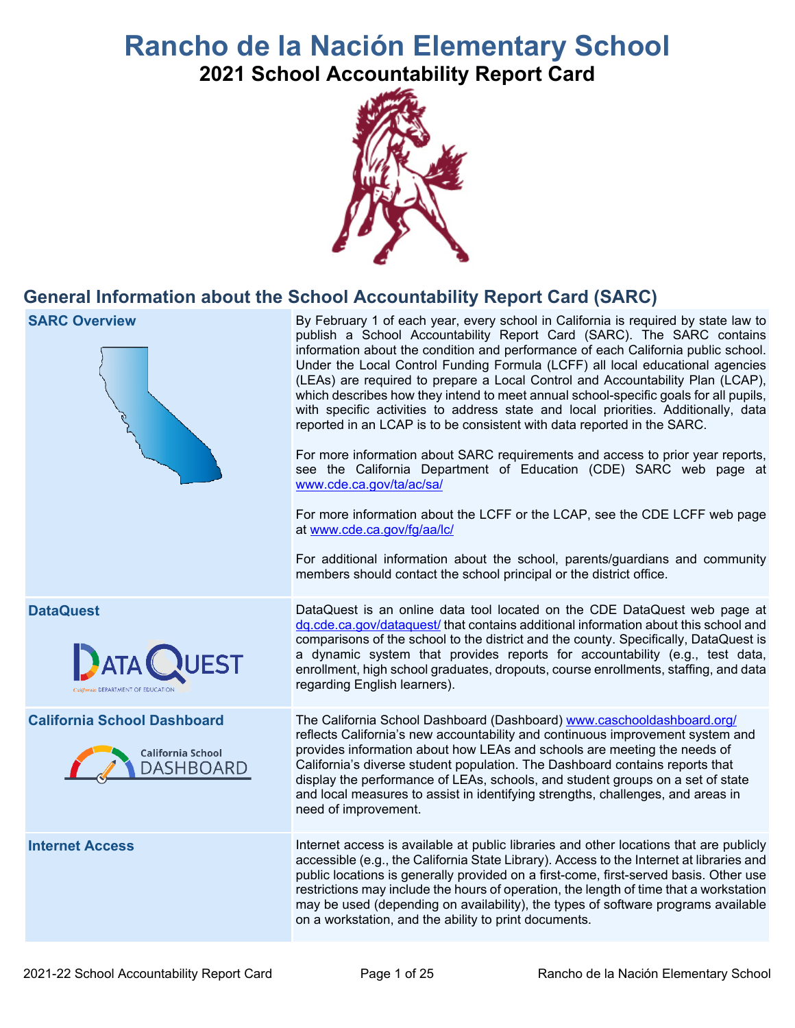# Rancho de la Nación Elementary School

## 2021 School Accountability Report Card

## General Information about the School Accountability Report Card (SARC)

| | |
|---|---|
| **SARC Overview** | By February 1 of each year, every school in California is required by state law to publish a School Accountability Report Card (SARC). The SARC contains information about the condition and performance of each California public school. Under the Local Control Funding Formula (LCFF) all local educational agencies (LEAs) are required to prepare a Local Control and Accountability Plan (LCAP), which describes how they intend to meet annual school-specific goals for all pupils, with specific activities to address state and local priorities. Additionally, data reported in an LCAP is to be consistent with data reported in the SARC.<br><br>For more information about SARC requirements and access to prior year reports, see the California Department of Education (CDE) SARC web page at www.cde.ca.gov/ta/ac/sa/<br><br>For more information about the LCFF or the LCAP, see the CDE LCFF web page at www.cde.ca.gov/fg/aa/lc/<br><br>For additional information about the school, parents/guardians and community members should contact the school principal or the district office. |
| **DataQuest** | DataQuest is an online data tool located on the CDE DataQuest web page at dq.cde.ca.gov/dataquest/ that contains additional information about this school and comparisons of the school to the district and the county. Specifically, DataQuest is a dynamic system that provides reports for accountability (e.g., test data, enrollment, high school graduates, dropouts, course enrollments, staffing, and data regarding English learners). |
| **California School Dashboard** | The California School Dashboard (Dashboard) www.caschooldashboard.org/ reflects California's new accountability and continuous improvement system and provides information about how LEAs and schools are meeting the needs of California's diverse student population. The Dashboard contains reports that display the performance of LEAs, schools, and student groups on a set of state and local measures to assist in identifying strengths, challenges, and areas in need of improvement. |
| **Internet Access** | Internet access is available at public libraries and other locations that are publicly accessible (e.g., the California State Library). Access to the Internet at libraries and public locations is generally provided on a first-come, first-served basis. Other use restrictions may include the hours of operation, the length of time that a workstation may be used (depending on availability), the types of software programs available on a workstation, and the ability to print documents. |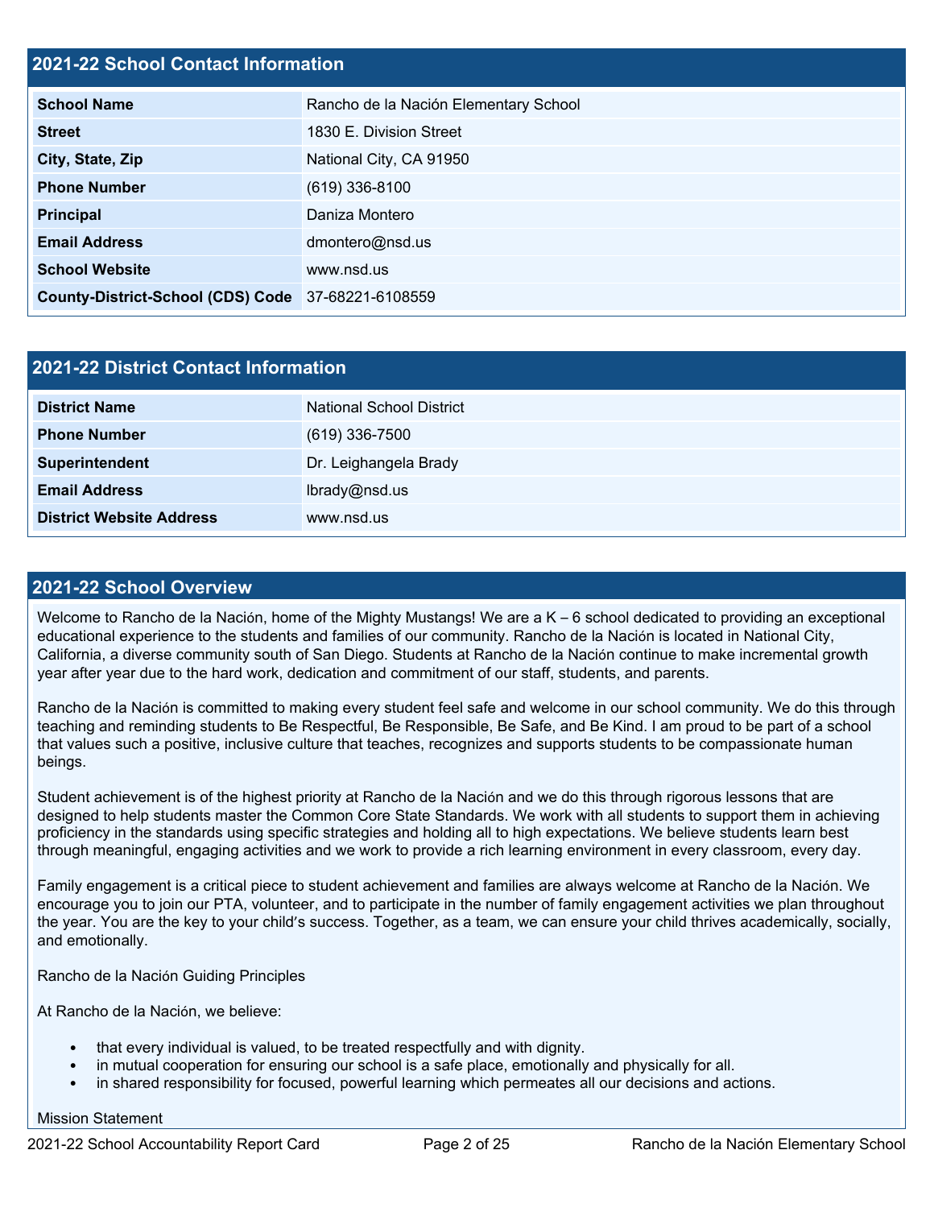## 2021-22 School Contact Information

| | |
|---|---|
| **School Name** | Rancho de la Nación Elementary School |
| **Street** | 1830 E. Division Street |
| **City, State, Zip** | National City, CA 91950 |
| **Phone Number** | (619) 336-8100 |
| **Principal** | Daniza Montero |
| **Email Address** | dmontero@nsd.us |
| **School Website** | www.nsd.us |
| **County-District-School (CDS) Code** | 37-68221-6108559 |

## 2021-22 District Contact Information

| | |
|---|---|
| **District Name** | National School District |
| **Phone Number** | (619) 336-7500 |
| **Superintendent** | Dr. Leighangela Brady |
| **Email Address** | lbrady@nsd.us |
| **District Website Address** | www.nsd.us |

## 2021-22 School Overview

Welcome to Rancho de la Nación, home of the Mighty Mustangs! We are a K – 6 school dedicated to providing an exceptional educational experience to the students and families of our community. Rancho de la Nación is located in National City, California, a diverse community south of San Diego. Students at Rancho de la Nación continue to make incremental growth year after year due to the hard work, dedication and commitment of our staff, students, and parents.

Rancho de la Nación is committed to making every student feel safe and welcome in our school community. We do this through teaching and reminding students to Be Respectful, Be Responsible, Be Safe, and Be Kind. I am proud to be part of a school that values such a positive, inclusive culture that teaches, recognizes and supports students to be compassionate human beings.

Student achievement is of the highest priority at Rancho de la Nación and we do this through rigorous lessons that are designed to help students master the Common Core State Standards. We work with all students to support them in achieving proficiency in the standards using specific strategies and holding all to high expectations. We believe students learn best through meaningful, engaging activities and we work to provide a rich learning environment in every classroom, every day.

Family engagement is a critical piece to student achievement and families are always welcome at Rancho de la Nación. We encourage you to join our PTA, volunteer, and to participate in the number of family engagement activities we plan throughout the year. You are the key to your child's success. Together, as a team, we can ensure your child thrives academically, socially, and emotionally.

Rancho de la Nación Guiding Principles

At Rancho de la Nación, we believe:

- that every individual is valued, to be treated respectfully and with dignity.
- in mutual cooperation for ensuring our school is a safe place, emotionally and physically for all.
- in shared responsibility for focused, powerful learning which permeates all our decisions and actions.

Mission Statement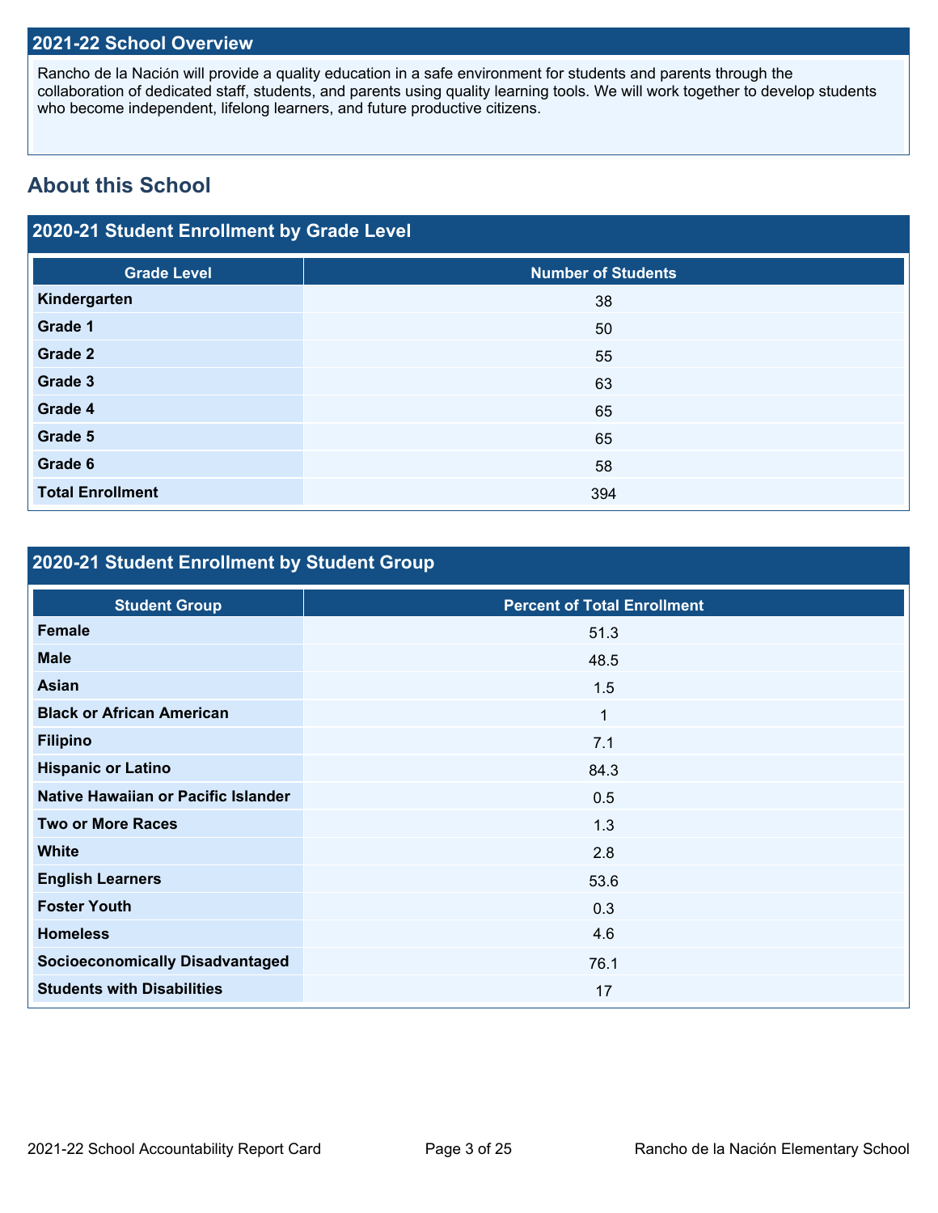## 2021-22 School Overview

Rancho de la Nación will provide a quality education in a safe environment for students and parents through the collaboration of dedicated staff, students, and parents using quality learning tools. We will work together to develop students who become independent, lifelong learners, and future productive citizens.

# About this School

## 2020-21 Student Enrollment by Grade Level

| Grade Level | Number of Students |
|---|---|
| Kindergarten | 38 |
| Grade 1 | 50 |
| Grade 2 | 55 |
| Grade 3 | 63 |
| Grade 4 | 65 |
| Grade 5 | 65 |
| Grade 6 | 58 |
| Total Enrollment | 394 |

## 2020-21 Student Enrollment by Student Group

| Student Group | Percent of Total Enrollment |
|---|---|
| Female | 51.3 |
| Male | 48.5 |
| Asian | 1.5 |
| Black or African American | 1 |
| Filipino | 7.1 |
| Hispanic or Latino | 84.3 |
| Native Hawaiian or Pacific Islander | 0.5 |
| Two or More Races | 1.3 |
| White | 2.8 |
| English Learners | 53.6 |
| Foster Youth | 0.3 |
| Homeless | 4.6 |
| Socioeconomically Disadvantaged | 76.1 |
| Students with Disabilities | 17 |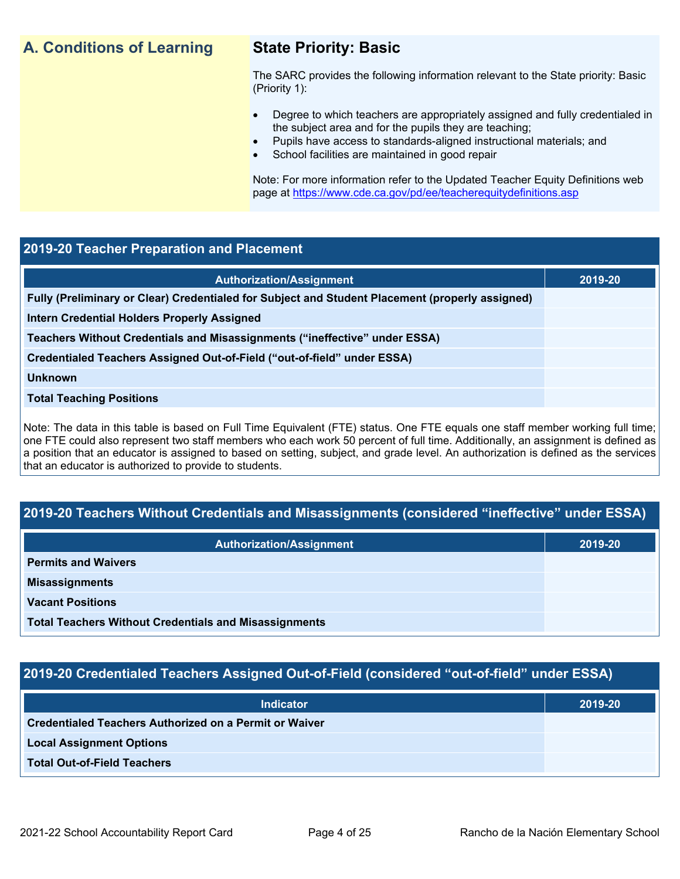## A. Conditions of Learning

### State Priority: Basic

The SARC provides the following information relevant to the State priority: Basic (Priority 1):

- Degree to which teachers are appropriately assigned and fully credentialed in the subject area and for the pupils they are teaching;
- Pupils have access to standards-aligned instructional materials; and
- School facilities are maintained in good repair

Note: For more information refer to the Updated Teacher Equity Definitions web page at https://www.cde.ca.gov/pd/ee/teacherequitydefinitions.asp

### 2019-20 Teacher Preparation and Placement

| Authorization/Assignment | 2019-20 |
|---|---|
| Fully (Preliminary or Clear) Credentialed for Subject and Student Placement (properly assigned) | |
| Intern Credential Holders Properly Assigned | |
| Teachers Without Credentials and Misassignments (“ineffective” under ESSA) | |
| Credentialed Teachers Assigned Out-of-Field (“out-of-field” under ESSA) | |
| Unknown | |
| Total Teaching Positions | |

Note: The data in this table is based on Full Time Equivalent (FTE) status. One FTE equals one staff member working full time; one FTE could also represent two staff members who each work 50 percent of full time. Additionally, an assignment is defined as a position that an educator is assigned to based on setting, subject, and grade level. An authorization is defined as the services that an educator is authorized to provide to students.

### 2019-20 Teachers Without Credentials and Misassignments (considered “ineffective” under ESSA)

| Authorization/Assignment | 2019-20 |
|---|---|
| Permits and Waivers | |
| Misassignments | |
| Vacant Positions | |
| Total Teachers Without Credentials and Misassignments | |

### 2019-20 Credentialed Teachers Assigned Out-of-Field (considered “out-of-field” under ESSA)

| Indicator | 2019-20 |
|---|---|
| Credentialed Teachers Authorized on a Permit or Waiver | |
| Local Assignment Options | |
| Total Out-of-Field Teachers | |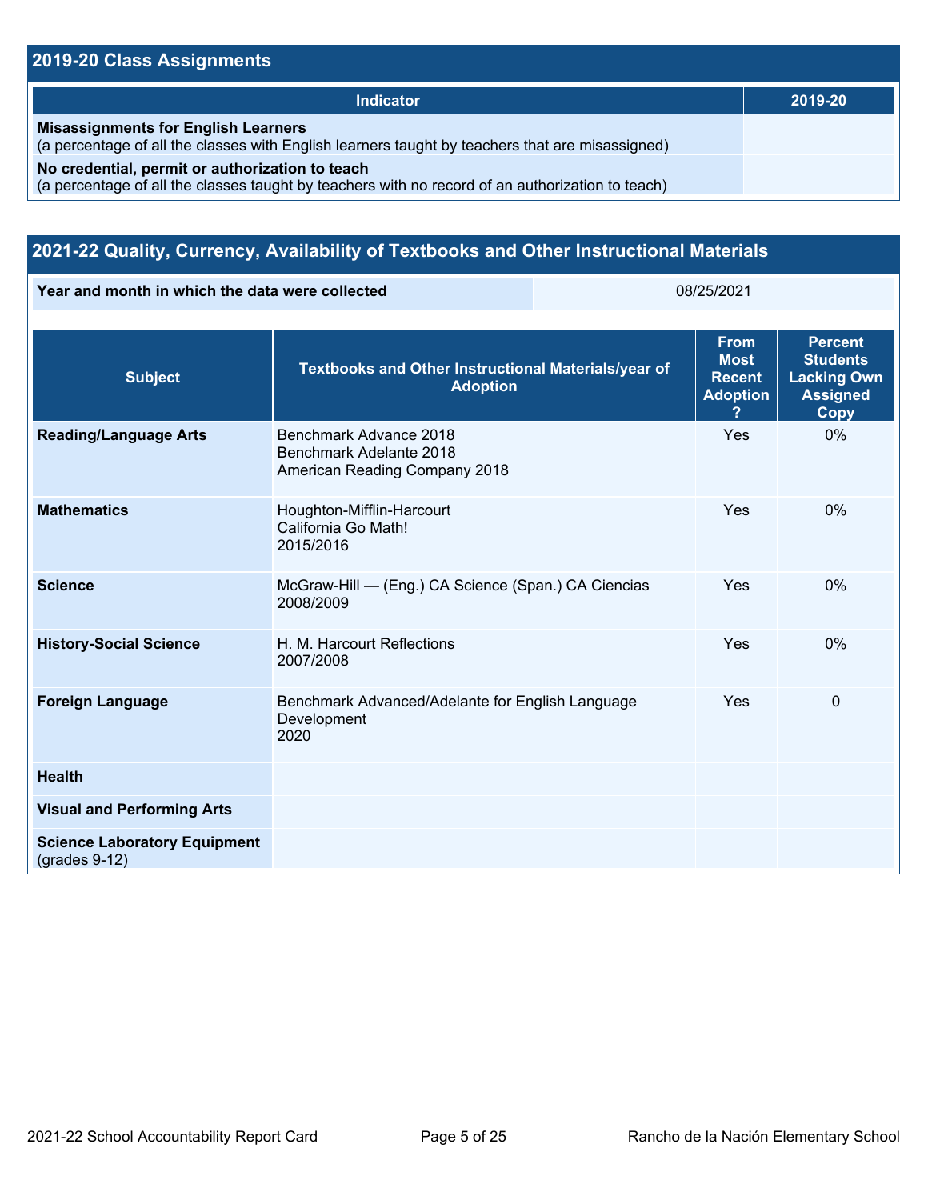## 2019-20 Class Assignments

| Indicator | 2019-20 |
| --- | --- |
| **Misassignments for English Learners**<br>(a percentage of all the classes with English learners taught by teachers that are misassigned) | |
| **No credential, permit or authorization to teach**<br>(a percentage of all the classes taught by teachers with no record of an authorization to teach) | |

## 2021-22 Quality, Currency, Availability of Textbooks and Other Instructional Materials

| Year and month in which the data were collected | 08/25/2021 |
| --- | --- |

| Subject | Textbooks and Other Instructional Materials/year of Adoption | From Most Recent Adoption ? | Percent Students Lacking Own Assigned Copy |
| --- | --- | --- | --- |
| **Reading/Language Arts** | Benchmark Advance 2018<br>Benchmark Adelante 2018<br>American Reading Company 2018 | Yes | 0% |
| **Mathematics** | Houghton-Mifflin-Harcourt<br>California Go Math!<br>2015/2016 | Yes | 0% |
| **Science** | McGraw-Hill — (Eng.) CA Science (Span.) CA Ciencias<br>2008/2009 | Yes | 0% |
| **History-Social Science** | H. M. Harcourt Reflections<br>2007/2008 | Yes | 0% |
| **Foreign Language** | Benchmark Advanced/Adelante for English Language Development<br>2020 | Yes | 0 |
| **Health** | | | |
| **Visual and Performing Arts** | | | |
| **Science Laboratory Equipment** (grades 9-12) | | | |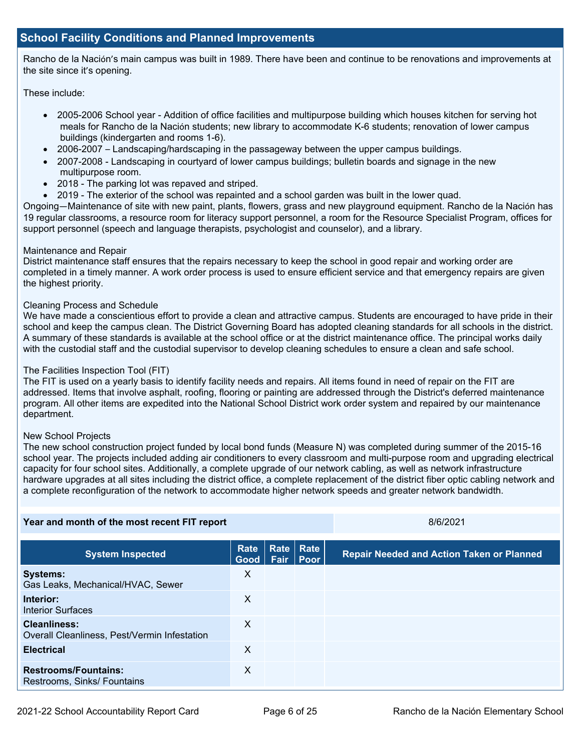## School Facility Conditions and Planned Improvements

Rancho de la Nación's main campus was built in 1989. There have been and continue to be renovations and improvements at the site since it's opening.

These include:

- 2005-2006 School year - Addition of office facilities and multipurpose building which houses kitchen for serving hot meals for Rancho de la Nación students; new library to accommodate K-6 students; renovation of lower campus buildings (kindergarten and rooms 1-6).
- 2006-2007 – Landscaping/hardscaping in the passageway between the upper campus buildings.
- 2007-2008 - Landscaping in courtyard of lower campus buildings; bulletin boards and signage in the new multipurpose room.
- 2018 - The parking lot was repaved and striped.
- 2019 - The exterior of the school was repainted and a school garden was built in the lower quad.

Ongoing—Maintenance of site with new paint, plants, flowers, grass and new playground equipment. Rancho de la Nación has 19 regular classrooms, a resource room for literacy support personnel, a room for the Resource Specialist Program, offices for support personnel (speech and language therapists, psychologist and counselor), and a library.

Maintenance and Repair
District maintenance staff ensures that the repairs necessary to keep the school in good repair and working order are completed in a timely manner. A work order process is used to ensure efficient service and that emergency repairs are given the highest priority.

Cleaning Process and Schedule
We have made a conscientious effort to provide a clean and attractive campus. Students are encouraged to have pride in their school and keep the campus clean. The District Governing Board has adopted cleaning standards for all schools in the district. A summary of these standards is available at the school office or at the district maintenance office. The principal works daily with the custodial staff and the custodial supervisor to develop cleaning schedules to ensure a clean and safe school.

The Facilities Inspection Tool (FIT)
The FIT is used on a yearly basis to identify facility needs and repairs. All items found in need of repair on the FIT are addressed. Items that involve asphalt, roofing, flooring or painting are addressed through the District's deferred maintenance program. All other items are expedited into the National School District work order system and repaired by our maintenance department.

New School Projects
The new school construction project funded by local bond funds (Measure N) was completed during summer of the 2015-16 school year. The projects included adding air conditioners to every classroom and multi-purpose room and upgrading electrical capacity for four school sites. Additionally, a complete upgrade of our network cabling, as well as network infrastructure hardware upgrades at all sites including the district office, a complete replacement of the district fiber optic cabling network and a complete reconfiguration of the network to accommodate higher network speeds and greater network bandwidth.

| Year and month of the most recent FIT report | 8/6/2021 |
|---|---|

| System Inspected | Rate Good | Rate Fair | Rate Poor | Repair Needed and Action Taken or Planned |
|---|---|---|---|---|
| **Systems:** Gas Leaks, Mechanical/HVAC, Sewer | X | | | |
| **Interior:** Interior Surfaces | X | | | |
| **Cleanliness:** Overall Cleanliness, Pest/Vermin Infestation | X | | | |
| **Electrical** | X | | | |
| **Restrooms/Fountains:** Restrooms, Sinks/ Fountains | X | | | |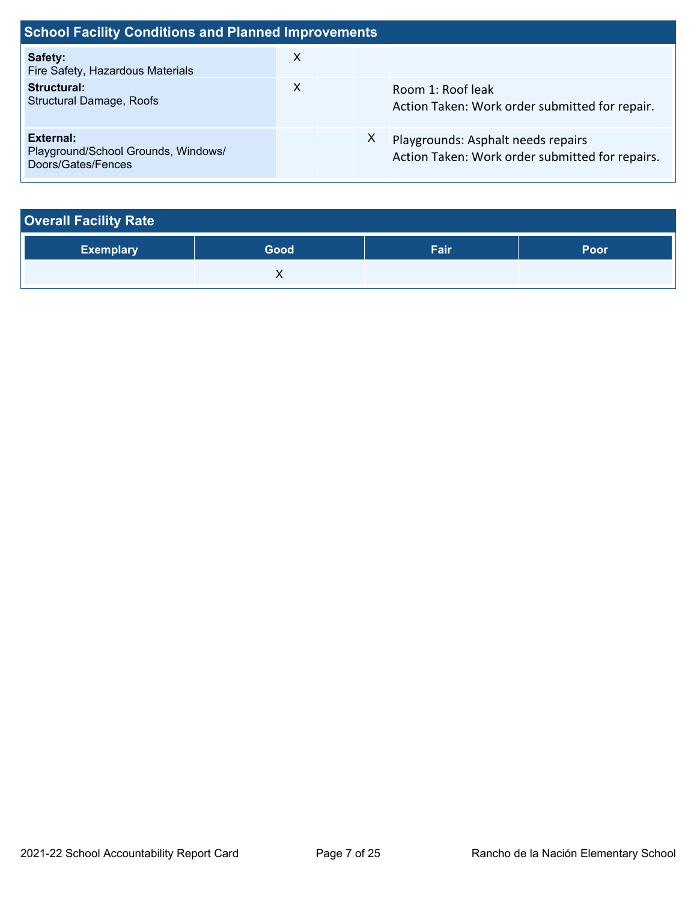## School Facility Conditions and Planned Improvements

| System Inspected | Good | Fair | Poor | Repair Needed and Action Taken or Planned |
|---|---|---|---|---|
| **Safety:** Fire Safety, Hazardous Materials | X | | | |
| **Structural:** Structural Damage, Roofs | X | | | Room 1: Roof leak<br>Action Taken: Work order submitted for repair. |
| **External:** Playground/School Grounds, Windows/ Doors/Gates/Fences | | | X | Playgrounds: Asphalt needs repairs<br>Action Taken: Work order submitted for repairs. |

## Overall Facility Rate

| Exemplary | Good | Fair | Poor |
|---|---|---|---|
| | X | | |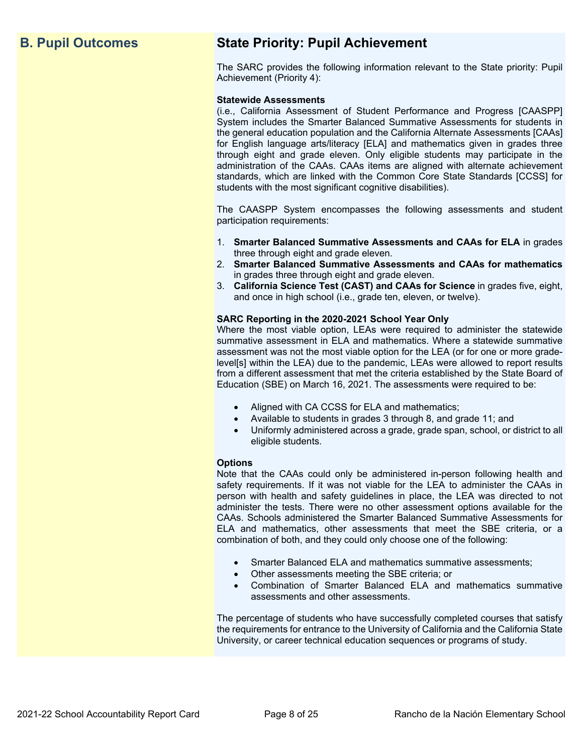## B. Pupil Outcomes

## State Priority: Pupil Achievement

The SARC provides the following information relevant to the State priority: Pupil Achievement (Priority 4):

**Statewide Assessments**
(i.e., California Assessment of Student Performance and Progress [CAASPP] System includes the Smarter Balanced Summative Assessments for students in the general education population and the California Alternate Assessments [CAAs] for English language arts/literacy [ELA] and mathematics given in grades three through eight and grade eleven. Only eligible students may participate in the administration of the CAAs. CAAs items are aligned with alternate achievement standards, which are linked with the Common Core State Standards [CCSS] for students with the most significant cognitive disabilities).

The CAASPP System encompasses the following assessments and student participation requirements:

1. **Smarter Balanced Summative Assessments and CAAs for ELA** in grades three through eight and grade eleven.
2. **Smarter Balanced Summative Assessments and CAAs for mathematics** in grades three through eight and grade eleven.
3. **California Science Test (CAST) and CAAs for Science** in grades five, eight, and once in high school (i.e., grade ten, eleven, or twelve).

**SARC Reporting in the 2020-2021 School Year Only**
Where the most viable option, LEAs were required to administer the statewide summative assessment in ELA and mathematics. Where a statewide summative assessment was not the most viable option for the LEA (or for one or more grade-level[s] within the LEA) due to the pandemic, LEAs were allowed to report results from a different assessment that met the criteria established by the State Board of Education (SBE) on March 16, 2021. The assessments were required to be:

- Aligned with CA CCSS for ELA and mathematics;
- Available to students in grades 3 through 8, and grade 11; and
- Uniformly administered across a grade, grade span, school, or district to all eligible students.

**Options**
Note that the CAAs could only be administered in-person following health and safety requirements. If it was not viable for the LEA to administer the CAAs in person with health and safety guidelines in place, the LEA was directed to not administer the tests. There were no other assessment options available for the CAAs. Schools administered the Smarter Balanced Summative Assessments for ELA and mathematics, other assessments that meet the SBE criteria, or a combination of both, and they could only choose one of the following:

- Smarter Balanced ELA and mathematics summative assessments;
- Other assessments meeting the SBE criteria; or
- Combination of Smarter Balanced ELA and mathematics summative assessments and other assessments.

The percentage of students who have successfully completed courses that satisfy the requirements for entrance to the University of California and the California State University, or career technical education sequences or programs of study.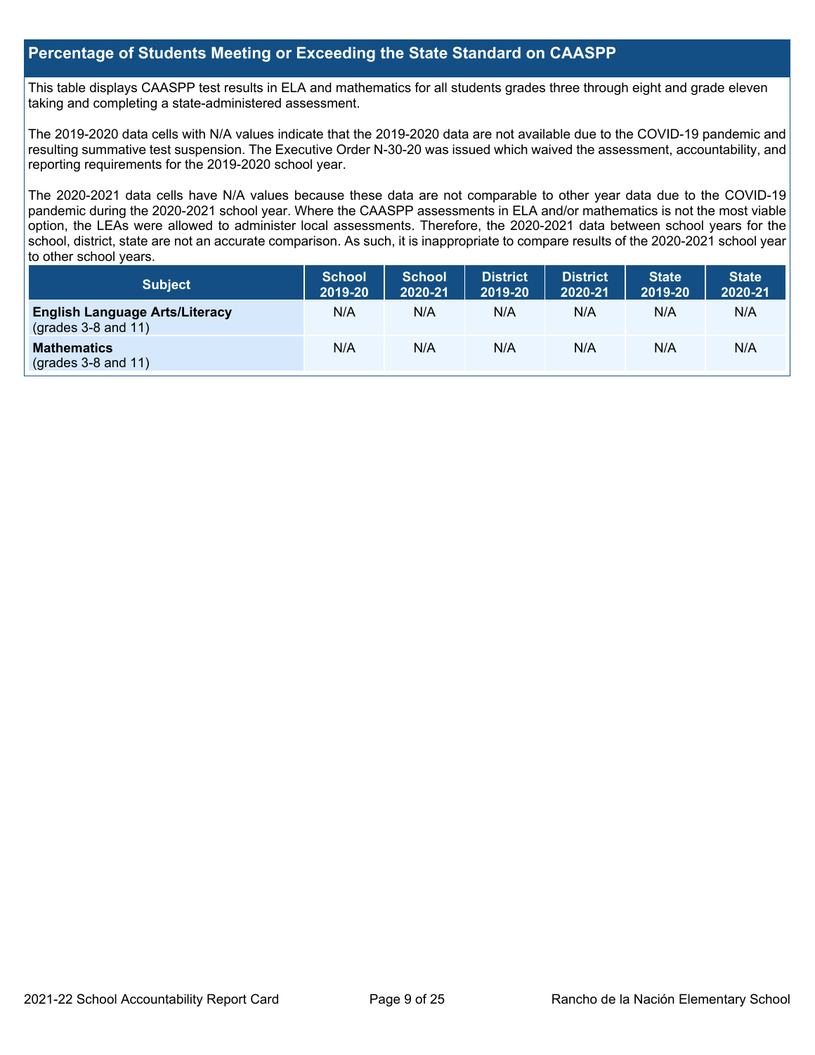## Percentage of Students Meeting or Exceeding the State Standard on CAASPP

This table displays CAASPP test results in ELA and mathematics for all students grades three through eight and grade eleven taking and completing a state-administered assessment.

The 2019-2020 data cells with N/A values indicate that the 2019-2020 data are not available due to the COVID-19 pandemic and resulting summative test suspension. The Executive Order N-30-20 was issued which waived the assessment, accountability, and reporting requirements for the 2019-2020 school year.

The 2020-2021 data cells have N/A values because these data are not comparable to other year data due to the COVID-19 pandemic during the 2020-2021 school year. Where the CAASPP assessments in ELA and/or mathematics is not the most viable option, the LEAs were allowed to administer local assessments. Therefore, the 2020-2021 data between school years for the school, district, state are not an accurate comparison. As such, it is inappropriate to compare results of the 2020-2021 school year to other school years.

| Subject | School 2019-20 | School 2020-21 | District 2019-20 | District 2020-21 | State 2019-20 | State 2020-21 |
|---|---|---|---|---|---|---|
| **English Language Arts/Literacy** (grades 3-8 and 11) | N/A | N/A | N/A | N/A | N/A | N/A |
| **Mathematics** (grades 3-8 and 11) | N/A | N/A | N/A | N/A | N/A | N/A |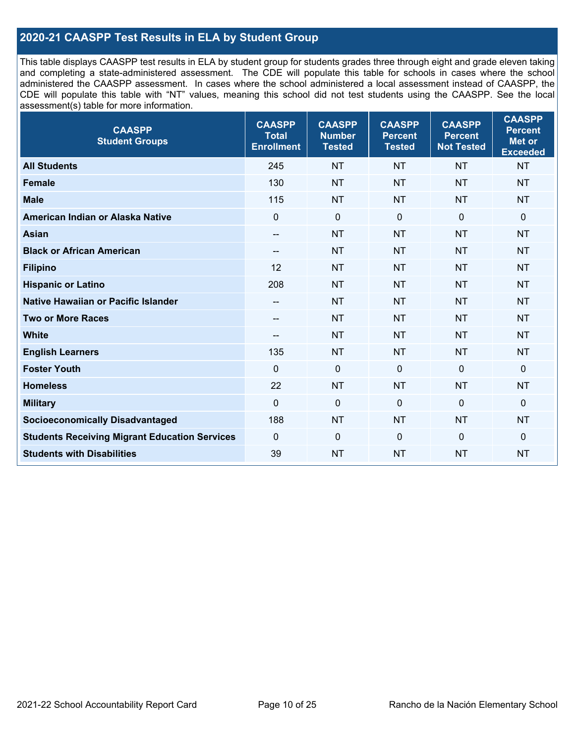## 2020-21 CAASPP Test Results in ELA by Student Group

This table displays CAASPP test results in ELA by student group for students grades three through eight and grade eleven taking and completing a state-administered assessment. The CDE will populate this table for schools in cases where the school administered the CAASPP assessment. In cases where the school administered a local assessment instead of CAASPP, the CDE will populate this table with "NT" values, meaning this school did not test students using the CAASPP. See the local assessment(s) table for more information.

| CAASPP Student Groups | CAASPP Total Enrollment | CAASPP Number Tested | CAASPP Percent Tested | CAASPP Percent Not Tested | CAASPP Percent Met or Exceeded |
|---|---|---|---|---|---|
| **All Students** | 245 | NT | NT | NT | NT |
| **Female** | 130 | NT | NT | NT | NT |
| **Male** | 115 | NT | NT | NT | NT |
| **American Indian or Alaska Native** | 0 | 0 | 0 | 0 | 0 |
| **Asian** | -- | NT | NT | NT | NT |
| **Black or African American** | -- | NT | NT | NT | NT |
| **Filipino** | 12 | NT | NT | NT | NT |
| **Hispanic or Latino** | 208 | NT | NT | NT | NT |
| **Native Hawaiian or Pacific Islander** | -- | NT | NT | NT | NT |
| **Two or More Races** | -- | NT | NT | NT | NT |
| **White** | -- | NT | NT | NT | NT |
| **English Learners** | 135 | NT | NT | NT | NT |
| **Foster Youth** | 0 | 0 | 0 | 0 | 0 |
| **Homeless** | 22 | NT | NT | NT | NT |
| **Military** | 0 | 0 | 0 | 0 | 0 |
| **Socioeconomically Disadvantaged** | 188 | NT | NT | NT | NT |
| **Students Receiving Migrant Education Services** | 0 | 0 | 0 | 0 | 0 |
| **Students with Disabilities** | 39 | NT | NT | NT | NT |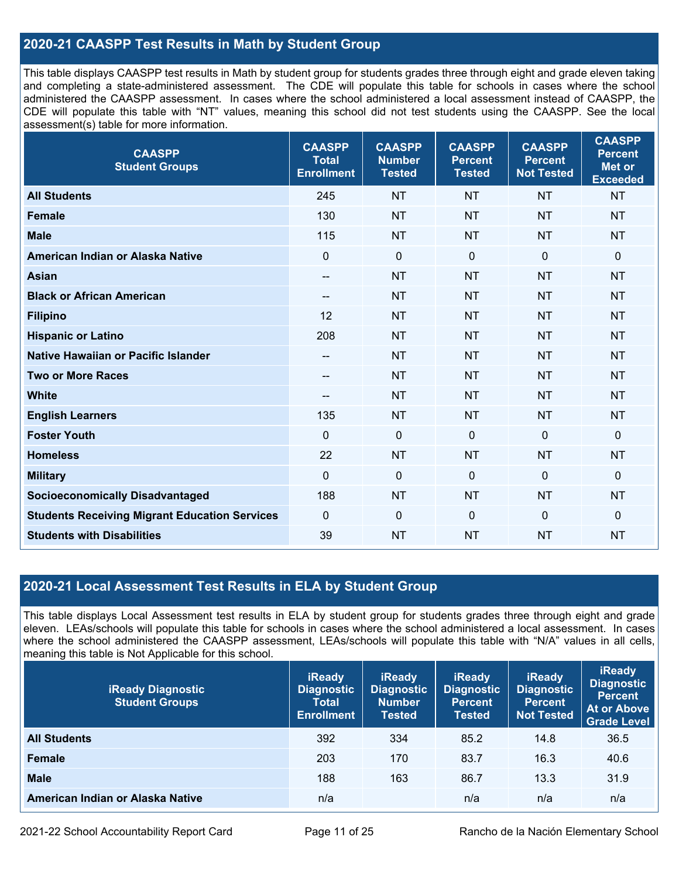## 2020-21 CAASPP Test Results in Math by Student Group

This table displays CAASPP test results in Math by student group for students grades three through eight and grade eleven taking and completing a state-administered assessment. The CDE will populate this table for schools in cases where the school administered the CAASPP assessment. In cases where the school administered a local assessment instead of CAASPP, the CDE will populate this table with "NT" values, meaning this school did not test students using the CAASPP. See the local assessment(s) table for more information.

| CAASPP Student Groups | CAASPP Total Enrollment | CAASPP Number Tested | CAASPP Percent Tested | CAASPP Percent Not Tested | CAASPP Percent Met or Exceeded |
|---|---|---|---|---|---|
| **All Students** | 245 | NT | NT | NT | NT |
| **Female** | 130 | NT | NT | NT | NT |
| **Male** | 115 | NT | NT | NT | NT |
| **American Indian or Alaska Native** | 0 | 0 | 0 | 0 | 0 |
| **Asian** | -- | NT | NT | NT | NT |
| **Black or African American** | -- | NT | NT | NT | NT |
| **Filipino** | 12 | NT | NT | NT | NT |
| **Hispanic or Latino** | 208 | NT | NT | NT | NT |
| **Native Hawaiian or Pacific Islander** | -- | NT | NT | NT | NT |
| **Two or More Races** | -- | NT | NT | NT | NT |
| **White** | -- | NT | NT | NT | NT |
| **English Learners** | 135 | NT | NT | NT | NT |
| **Foster Youth** | 0 | 0 | 0 | 0 | 0 |
| **Homeless** | 22 | NT | NT | NT | NT |
| **Military** | 0 | 0 | 0 | 0 | 0 |
| **Socioeconomically Disadvantaged** | 188 | NT | NT | NT | NT |
| **Students Receiving Migrant Education Services** | 0 | 0 | 0 | 0 | 0 |
| **Students with Disabilities** | 39 | NT | NT | NT | NT |

## 2020-21 Local Assessment Test Results in ELA by Student Group

This table displays Local Assessment test results in ELA by student group for students grades three through eight and grade eleven. LEAs/schools will populate this table for schools in cases where the school administered a local assessment. In cases where the school administered the CAASPP assessment, LEAs/schools will populate this table with "N/A" values in all cells, meaning this table is Not Applicable for this school.

| iReady Diagnostic Student Groups | iReady Diagnostic Total Enrollment | iReady Diagnostic Number Tested | iReady Diagnostic Percent Tested | iReady Diagnostic Percent Not Tested | iReady Diagnostic Percent At or Above Grade Level |
|---|---|---|---|---|---|
| **All Students** | 392 | 334 | 85.2 | 14.8 | 36.5 |
| **Female** | 203 | 170 | 83.7 | 16.3 | 40.6 |
| **Male** | 188 | 163 | 86.7 | 13.3 | 31.9 |
| **American Indian or Alaska Native** | n/a | | n/a | n/a | n/a |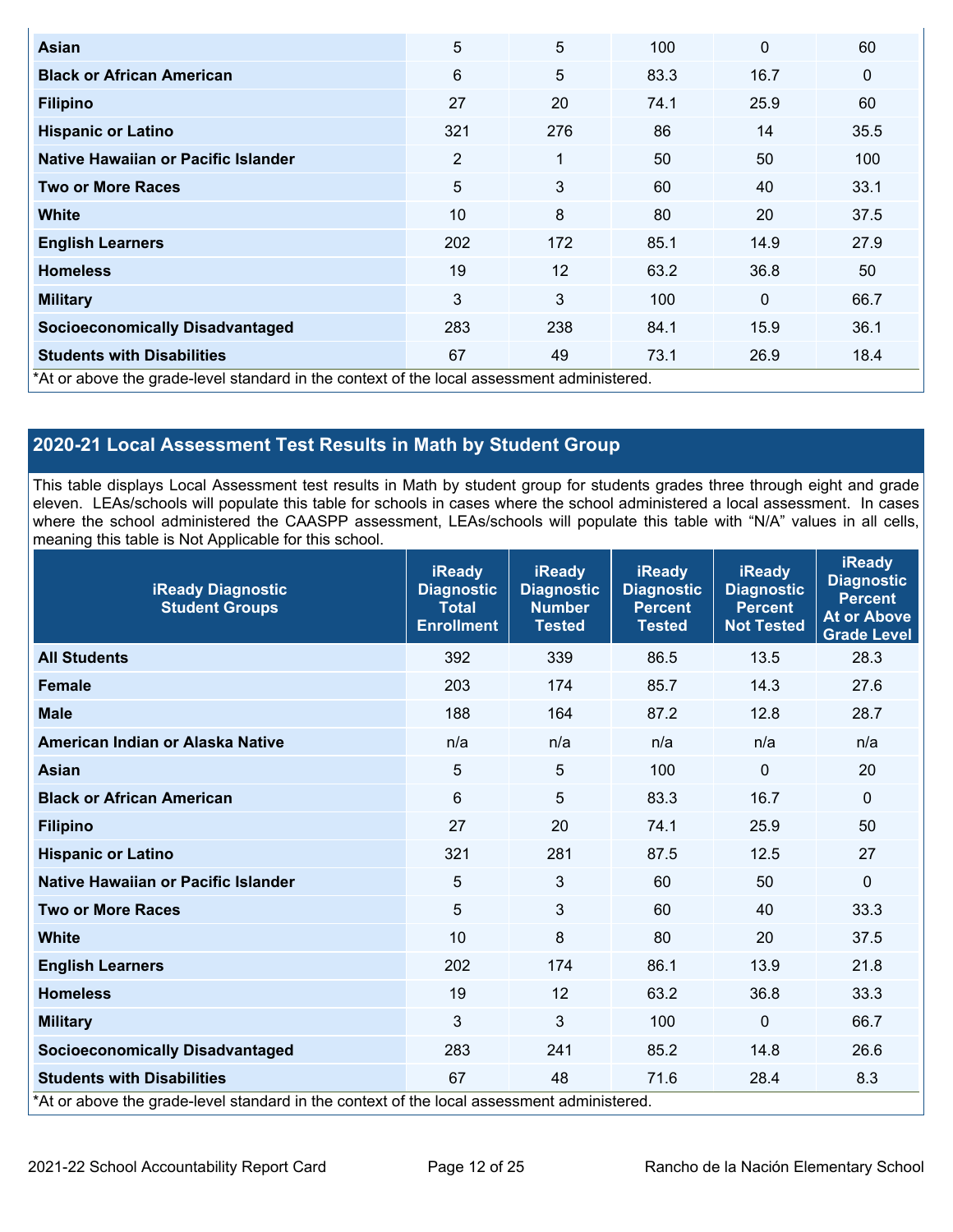| | | | | | |
|---|---|---|---|---|---|
| **Asian** | 5 | 5 | 100 | 0 | 60 |
| **Black or African American** | 6 | 5 | 83.3 | 16.7 | 0 |
| **Filipino** | 27 | 20 | 74.1 | 25.9 | 60 |
| **Hispanic or Latino** | 321 | 276 | 86 | 14 | 35.5 |
| **Native Hawaiian or Pacific Islander** | 2 | 1 | 50 | 50 | 100 |
| **Two or More Races** | 5 | 3 | 60 | 40 | 33.1 |
| **White** | 10 | 8 | 80 | 20 | 37.5 |
| **English Learners** | 202 | 172 | 85.1 | 14.9 | 27.9 |
| **Homeless** | 19 | 12 | 63.2 | 36.8 | 50 |
| **Military** | 3 | 3 | 100 | 0 | 66.7 |
| **Socioeconomically Disadvantaged** | 283 | 238 | 84.1 | 15.9 | 36.1 |
| **Students with Disabilities** | 67 | 49 | 73.1 | 26.9 | 18.4 |

*At or above the grade-level standard in the context of the local assessment administered.

## 2020-21 Local Assessment Test Results in Math by Student Group

This table displays Local Assessment test results in Math by student group for students grades three through eight and grade eleven. LEAs/schools will populate this table for schools in cases where the school administered a local assessment. In cases where the school administered the CAASPP assessment, LEAs/schools will populate this table with "N/A" values in all cells, meaning this table is Not Applicable for this school.

| iReady Diagnostic Student Groups | iReady Diagnostic Total Enrollment | iReady Diagnostic Number Tested | iReady Diagnostic Percent Tested | iReady Diagnostic Percent Not Tested | iReady Diagnostic Percent At or Above Grade Level |
|---|---|---|---|---|---|
| **All Students** | 392 | 339 | 86.5 | 13.5 | 28.3 |
| **Female** | 203 | 174 | 85.7 | 14.3 | 27.6 |
| **Male** | 188 | 164 | 87.2 | 12.8 | 28.7 |
| **American Indian or Alaska Native** | n/a | n/a | n/a | n/a | n/a |
| **Asian** | 5 | 5 | 100 | 0 | 20 |
| **Black or African American** | 6 | 5 | 83.3 | 16.7 | 0 |
| **Filipino** | 27 | 20 | 74.1 | 25.9 | 50 |
| **Hispanic or Latino** | 321 | 281 | 87.5 | 12.5 | 27 |
| **Native Hawaiian or Pacific Islander** | 5 | 3 | 60 | 50 | 0 |
| **Two or More Races** | 5 | 3 | 60 | 40 | 33.3 |
| **White** | 10 | 8 | 80 | 20 | 37.5 |
| **English Learners** | 202 | 174 | 86.1 | 13.9 | 21.8 |
| **Homeless** | 19 | 12 | 63.2 | 36.8 | 33.3 |
| **Military** | 3 | 3 | 100 | 0 | 66.7 |
| **Socioeconomically Disadvantaged** | 283 | 241 | 85.2 | 14.8 | 26.6 |
| **Students with Disabilities** | 67 | 48 | 71.6 | 28.4 | 8.3 |

*At or above the grade-level standard in the context of the local assessment administered.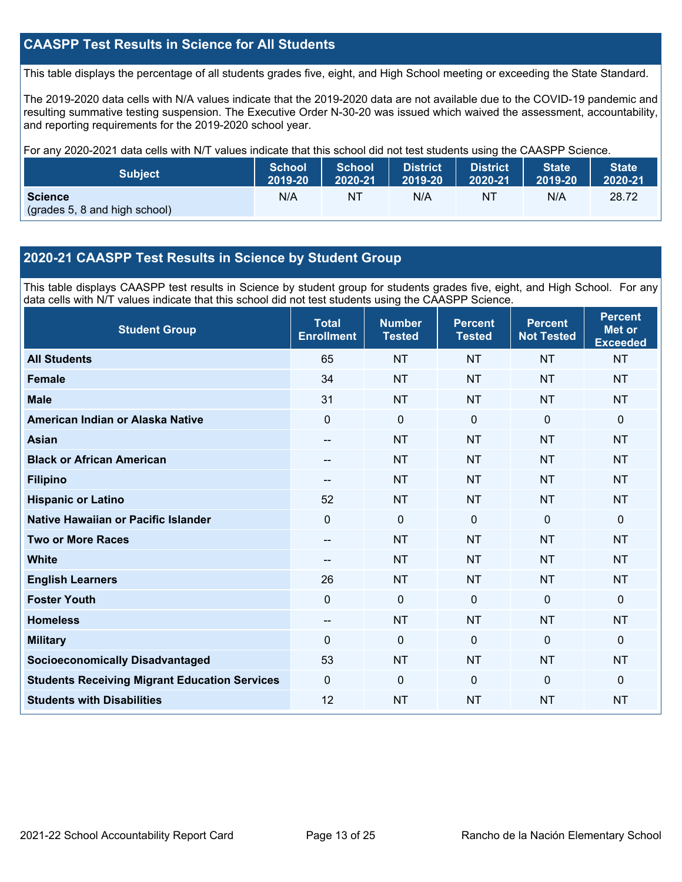## CAASPP Test Results in Science for All Students

This table displays the percentage of all students grades five, eight, and High School meeting or exceeding the State Standard.

The 2019-2020 data cells with N/A values indicate that the 2019-2020 data are not available due to the COVID-19 pandemic and resulting summative testing suspension. The Executive Order N-30-20 was issued which waived the assessment, accountability, and reporting requirements for the 2019-2020 school year.

For any 2020-2021 data cells with N/T values indicate that this school did not test students using the CAASPP Science.

| Subject | School 2019-20 | School 2020-21 | District 2019-20 | District 2020-21 | State 2019-20 | State 2020-21 |
|---|---|---|---|---|---|---|
| **Science** (grades 5, 8 and high school) | N/A | NT | N/A | NT | N/A | 28.72 |

## 2020-21 CAASPP Test Results in Science by Student Group

This table displays CAASPP test results in Science by student group for students grades five, eight, and High School. For any data cells with N/T values indicate that this school did not test students using the CAASPP Science.

| Student Group | Total Enrollment | Number Tested | Percent Tested | Percent Not Tested | Percent Met or Exceeded |
|---|---|---|---|---|---|
| **All Students** | 65 | NT | NT | NT | NT |
| **Female** | 34 | NT | NT | NT | NT |
| **Male** | 31 | NT | NT | NT | NT |
| **American Indian or Alaska Native** | 0 | 0 | 0 | 0 | 0 |
| **Asian** | -- | NT | NT | NT | NT |
| **Black or African American** | -- | NT | NT | NT | NT |
| **Filipino** | -- | NT | NT | NT | NT |
| **Hispanic or Latino** | 52 | NT | NT | NT | NT |
| **Native Hawaiian or Pacific Islander** | 0 | 0 | 0 | 0 | 0 |
| **Two or More Races** | -- | NT | NT | NT | NT |
| **White** | -- | NT | NT | NT | NT |
| **English Learners** | 26 | NT | NT | NT | NT |
| **Foster Youth** | 0 | 0 | 0 | 0 | 0 |
| **Homeless** | -- | NT | NT | NT | NT |
| **Military** | 0 | 0 | 0 | 0 | 0 |
| **Socioeconomically Disadvantaged** | 53 | NT | NT | NT | NT |
| **Students Receiving Migrant Education Services** | 0 | 0 | 0 | 0 | 0 |
| **Students with Disabilities** | 12 | NT | NT | NT | NT |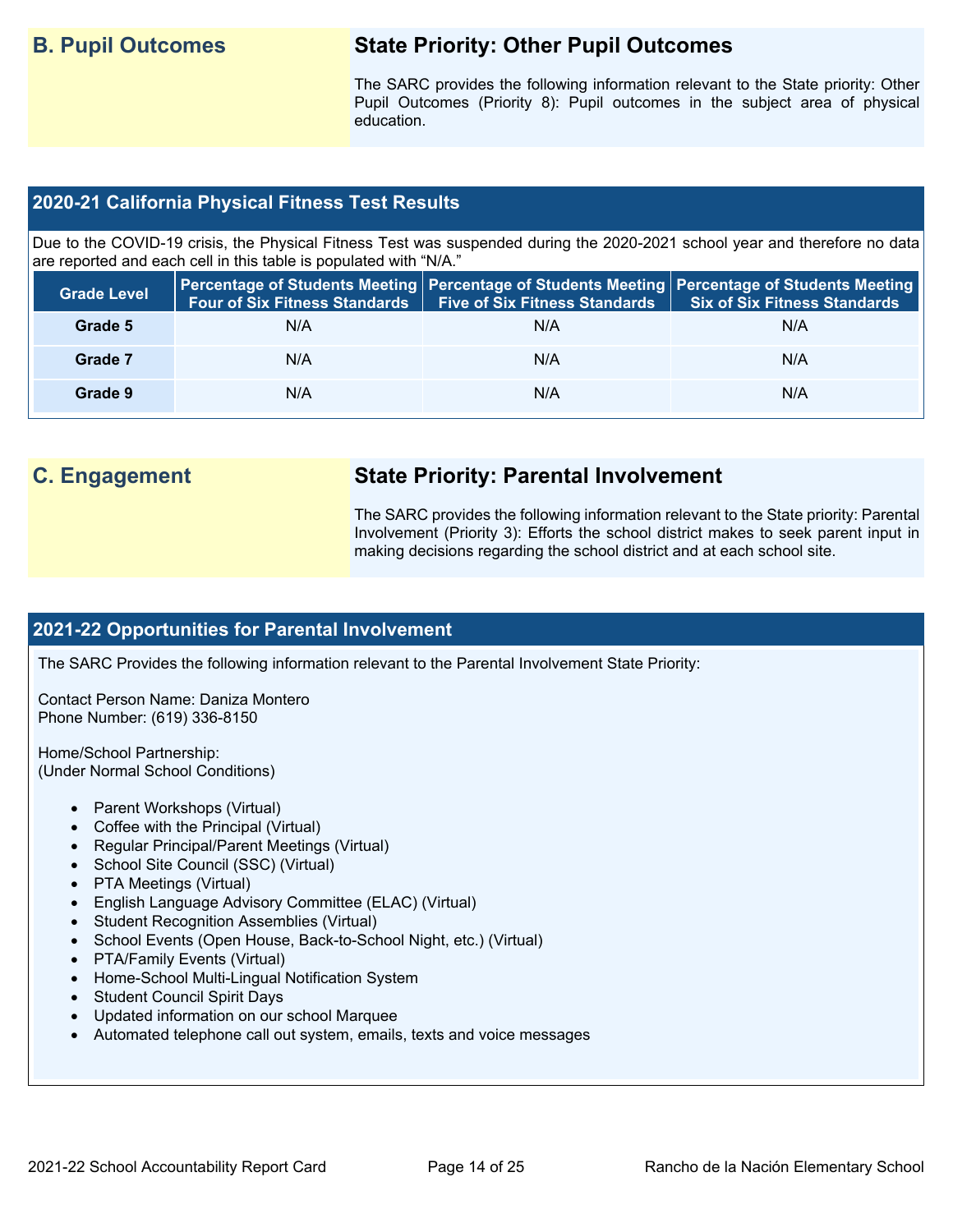## B. Pupil Outcomes

### State Priority: Other Pupil Outcomes

The SARC provides the following information relevant to the State priority: Other Pupil Outcomes (Priority 8): Pupil outcomes in the subject area of physical education.

### 2020-21 California Physical Fitness Test Results

Due to the COVID-19 crisis, the Physical Fitness Test was suspended during the 2020-2021 school year and therefore no data are reported and each cell in this table is populated with "N/A."

| Grade Level | Percentage of Students Meeting Four of Six Fitness Standards | Percentage of Students Meeting Five of Six Fitness Standards | Percentage of Students Meeting Six of Six Fitness Standards |
|---|---|---|---|
| Grade 5 | N/A | N/A | N/A |
| Grade 7 | N/A | N/A | N/A |
| Grade 9 | N/A | N/A | N/A |

## C. Engagement

### State Priority: Parental Involvement

The SARC provides the following information relevant to the State priority: Parental Involvement (Priority 3): Efforts the school district makes to seek parent input in making decisions regarding the school district and at each school site.

### 2021-22 Opportunities for Parental Involvement

The SARC Provides the following information relevant to the Parental Involvement State Priority:

Contact Person Name: Daniza Montero
Phone Number: (619) 336-8150

Home/School Partnership:
(Under Normal School Conditions)

- Parent Workshops (Virtual)
- Coffee with the Principal (Virtual)
- Regular Principal/Parent Meetings (Virtual)
- School Site Council (SSC) (Virtual)
- PTA Meetings (Virtual)
- English Language Advisory Committee (ELAC) (Virtual)
- Student Recognition Assemblies (Virtual)
- School Events (Open House, Back-to-School Night, etc.) (Virtual)
- PTA/Family Events (Virtual)
- Home-School Multi-Lingual Notification System
- Student Council Spirit Days
- Updated information on our school Marquee
- Automated telephone call out system, emails, texts and voice messages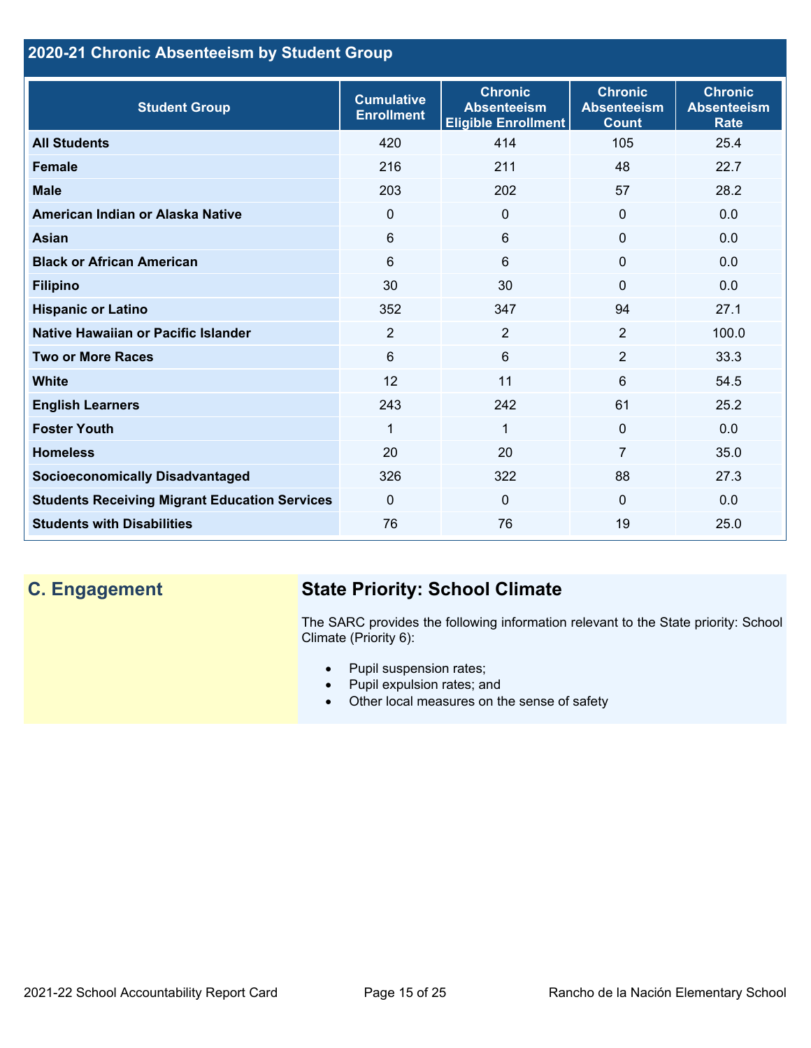## 2020-21 Chronic Absenteeism by Student Group

| Student Group | Cumulative Enrollment | Chronic Absenteeism Eligible Enrollment | Chronic Absenteeism Count | Chronic Absenteeism Rate |
|---|---|---|---|---|
| **All Students** | 420 | 414 | 105 | 25.4 |
| **Female** | 216 | 211 | 48 | 22.7 |
| **Male** | 203 | 202 | 57 | 28.2 |
| **American Indian or Alaska Native** | 0 | 0 | 0 | 0.0 |
| **Asian** | 6 | 6 | 0 | 0.0 |
| **Black or African American** | 6 | 6 | 0 | 0.0 |
| **Filipino** | 30 | 30 | 0 | 0.0 |
| **Hispanic or Latino** | 352 | 347 | 94 | 27.1 |
| **Native Hawaiian or Pacific Islander** | 2 | 2 | 2 | 100.0 |
| **Two or More Races** | 6 | 6 | 2 | 33.3 |
| **White** | 12 | 11 | 6 | 54.5 |
| **English Learners** | 243 | 242 | 61 | 25.2 |
| **Foster Youth** | 1 | 1 | 0 | 0.0 |
| **Homeless** | 20 | 20 | 7 | 35.0 |
| **Socioeconomically Disadvantaged** | 326 | 322 | 88 | 27.3 |
| **Students Receiving Migrant Education Services** | 0 | 0 | 0 | 0.0 |
| **Students with Disabilities** | 76 | 76 | 19 | 25.0 |

## C. Engagement

### State Priority: School Climate

The SARC provides the following information relevant to the State priority: School Climate (Priority 6):

- Pupil suspension rates;
- Pupil expulsion rates; and
- Other local measures on the sense of safety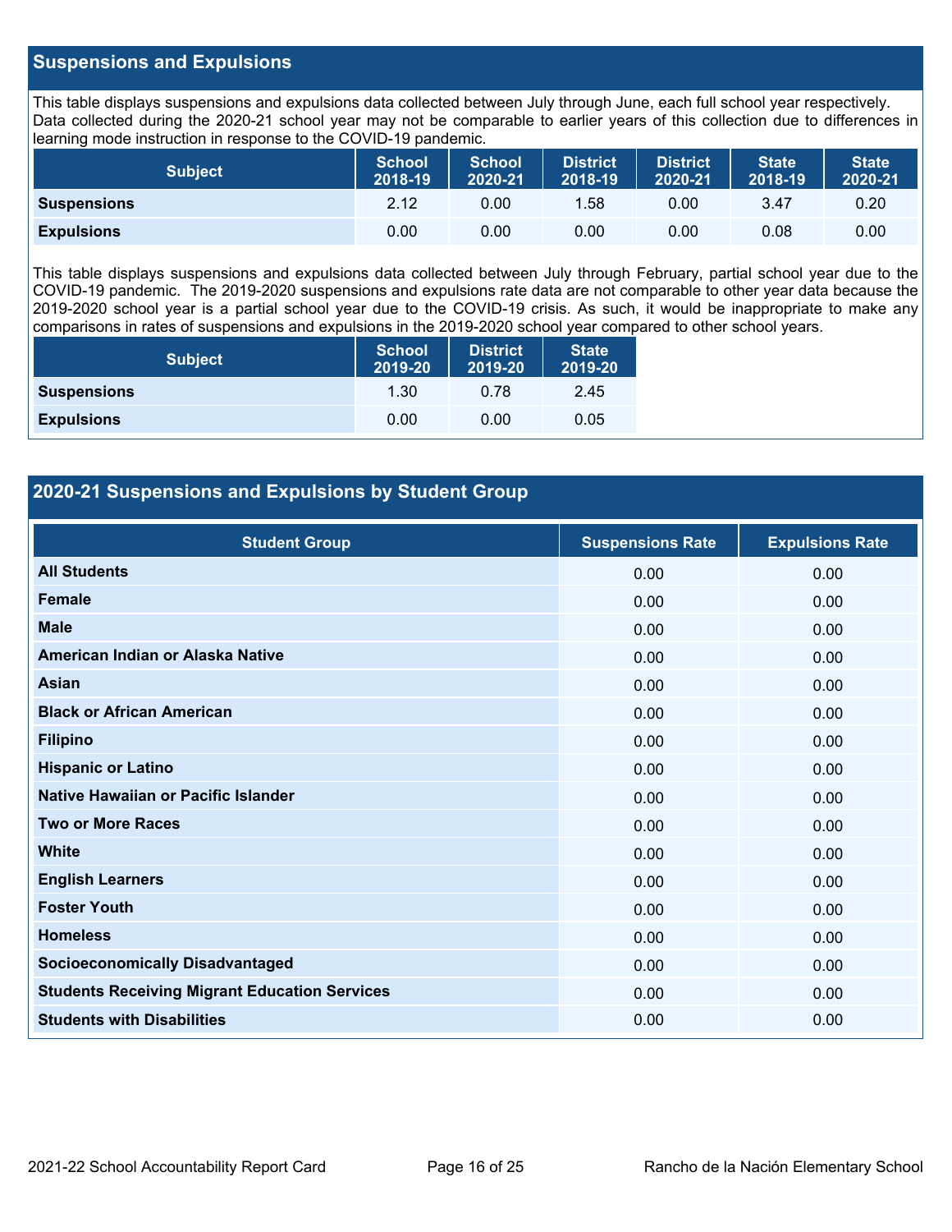## Suspensions and Expulsions

This table displays suspensions and expulsions data collected between July through June, each full school year respectively. Data collected during the 2020-21 school year may not be comparable to earlier years of this collection due to differences in learning mode instruction in response to the COVID-19 pandemic.

| Subject | School 2018-19 | School 2020-21 | District 2018-19 | District 2020-21 | State 2018-19 | State 2020-21 |
|---|---|---|---|---|---|---|
| **Suspensions** | 2.12 | 0.00 | 1.58 | 0.00 | 3.47 | 0.20 |
| **Expulsions** | 0.00 | 0.00 | 0.00 | 0.00 | 0.08 | 0.00 |

This table displays suspensions and expulsions data collected between July through February, partial school year due to the COVID-19 pandemic. The 2019-2020 suspensions and expulsions rate data are not comparable to other year data because the 2019-2020 school year is a partial school year due to the COVID-19 crisis. As such, it would be inappropriate to make any comparisons in rates of suspensions and expulsions in the 2019-2020 school year compared to other school years.

| Subject | School 2019-20 | District 2019-20 | State 2019-20 |
|---|---|---|---|
| **Suspensions** | 1.30 | 0.78 | 2.45 |
| **Expulsions** | 0.00 | 0.00 | 0.05 |

## 2020-21 Suspensions and Expulsions by Student Group

| Student Group | Suspensions Rate | Expulsions Rate |
|---|---|---|
| **All Students** | 0.00 | 0.00 |
| **Female** | 0.00 | 0.00 |
| **Male** | 0.00 | 0.00 |
| **American Indian or Alaska Native** | 0.00 | 0.00 |
| **Asian** | 0.00 | 0.00 |
| **Black or African American** | 0.00 | 0.00 |
| **Filipino** | 0.00 | 0.00 |
| **Hispanic or Latino** | 0.00 | 0.00 |
| **Native Hawaiian or Pacific Islander** | 0.00 | 0.00 |
| **Two or More Races** | 0.00 | 0.00 |
| **White** | 0.00 | 0.00 |
| **English Learners** | 0.00 | 0.00 |
| **Foster Youth** | 0.00 | 0.00 |
| **Homeless** | 0.00 | 0.00 |
| **Socioeconomically Disadvantaged** | 0.00 | 0.00 |
| **Students Receiving Migrant Education Services** | 0.00 | 0.00 |
| **Students with Disabilities** | 0.00 | 0.00 |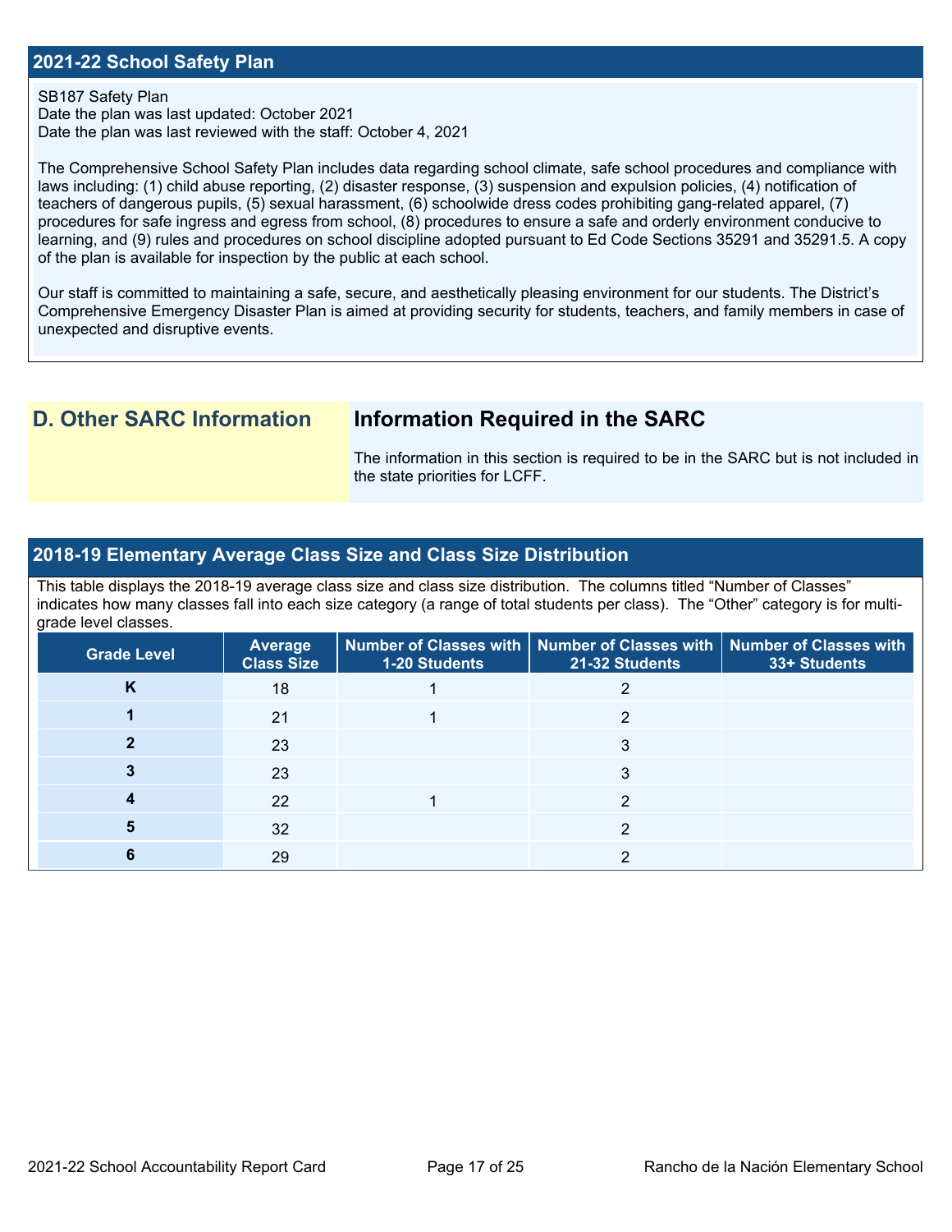## 2021-22 School Safety Plan

SB187 Safety Plan
Date the plan was last updated: October 2021
Date the plan was last reviewed with the staff: October 4, 2021

The Comprehensive School Safety Plan includes data regarding school climate, safe school procedures and compliance with laws including: (1) child abuse reporting, (2) disaster response, (3) suspension and expulsion policies, (4) notification of teachers of dangerous pupils, (5) sexual harassment, (6) schoolwide dress codes prohibiting gang-related apparel, (7) procedures for safe ingress and egress from school, (8) procedures to ensure a safe and orderly environment conducive to learning, and (9) rules and procedures on school discipline adopted pursuant to Ed Code Sections 35291 and 35291.5. A copy of the plan is available for inspection by the public at each school.

Our staff is committed to maintaining a safe, secure, and aesthetically pleasing environment for our students. The District's Comprehensive Emergency Disaster Plan is aimed at providing security for students, teachers, and family members in case of unexpected and disruptive events.

# D. Other SARC Information

## Information Required in the SARC

The information in this section is required to be in the SARC but is not included in the state priorities for LCFF.

## 2018-19 Elementary Average Class Size and Class Size Distribution

This table displays the 2018-19 average class size and class size distribution. The columns titled "Number of Classes" indicates how many classes fall into each size category (a range of total students per class). The "Other" category is for multi-grade level classes.

| Grade Level | Average Class Size | Number of Classes with 1-20 Students | Number of Classes with 21-32 Students | Number of Classes with 33+ Students |
|---|---|---|---|---|
| K | 18 | 1 | 2 | |
| 1 | 21 | 1 | 2 | |
| 2 | 23 | | 3 | |
| 3 | 23 | | 3 | |
| 4 | 22 | 1 | 2 | |
| 5 | 32 | | 2 | |
| 6 | 29 | | 2 | |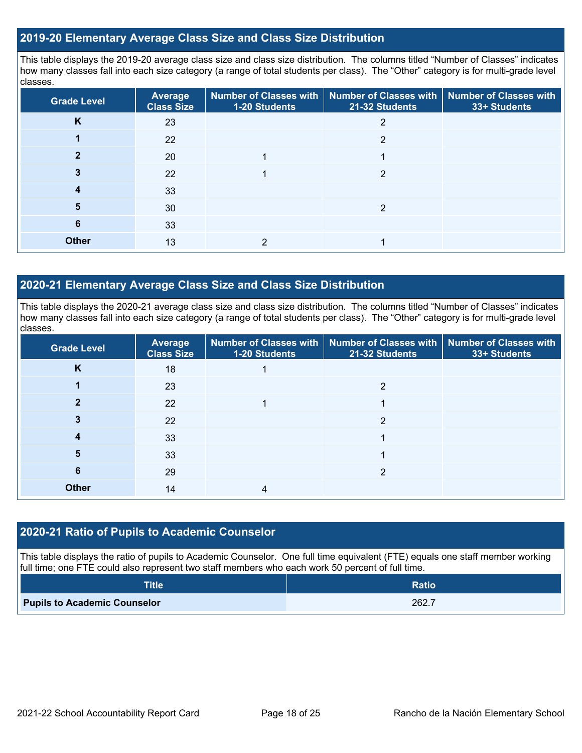## 2019-20 Elementary Average Class Size and Class Size Distribution

This table displays the 2019-20 average class size and class size distribution. The columns titled "Number of Classes" indicates how many classes fall into each size category (a range of total students per class). The "Other" category is for multi-grade level classes.

| Grade Level | Average Class Size | Number of Classes with 1-20 Students | Number of Classes with 21-32 Students | Number of Classes with 33+ Students |
|---|---|---|---|---|
| K | 23 | | 2 | |
| 1 | 22 | | 2 | |
| 2 | 20 | 1 | 1 | |
| 3 | 22 | 1 | 2 | |
| 4 | 33 | | | |
| 5 | 30 | | 2 | |
| 6 | 33 | | | |
| Other | 13 | 2 | 1 | |

## 2020-21 Elementary Average Class Size and Class Size Distribution

This table displays the 2020-21 average class size and class size distribution. The columns titled "Number of Classes" indicates how many classes fall into each size category (a range of total students per class). The "Other" category is for multi-grade level classes.

| Grade Level | Average Class Size | Number of Classes with 1-20 Students | Number of Classes with 21-32 Students | Number of Classes with 33+ Students |
|---|---|---|---|---|
| K | 18 | 1 | | |
| 1 | 23 | | 2 | |
| 2 | 22 | 1 | 1 | |
| 3 | 22 | | 2 | |
| 4 | 33 | | 1 | |
| 5 | 33 | | 1 | |
| 6 | 29 | | 2 | |
| Other | 14 | 4 | | |

## 2020-21 Ratio of Pupils to Academic Counselor

This table displays the ratio of pupils to Academic Counselor. One full time equivalent (FTE) equals one staff member working full time; one FTE could also represent two staff members who each work 50 percent of full time.

| Title | Ratio |
|---|---|
| **Pupils to Academic Counselor** | 262.7 |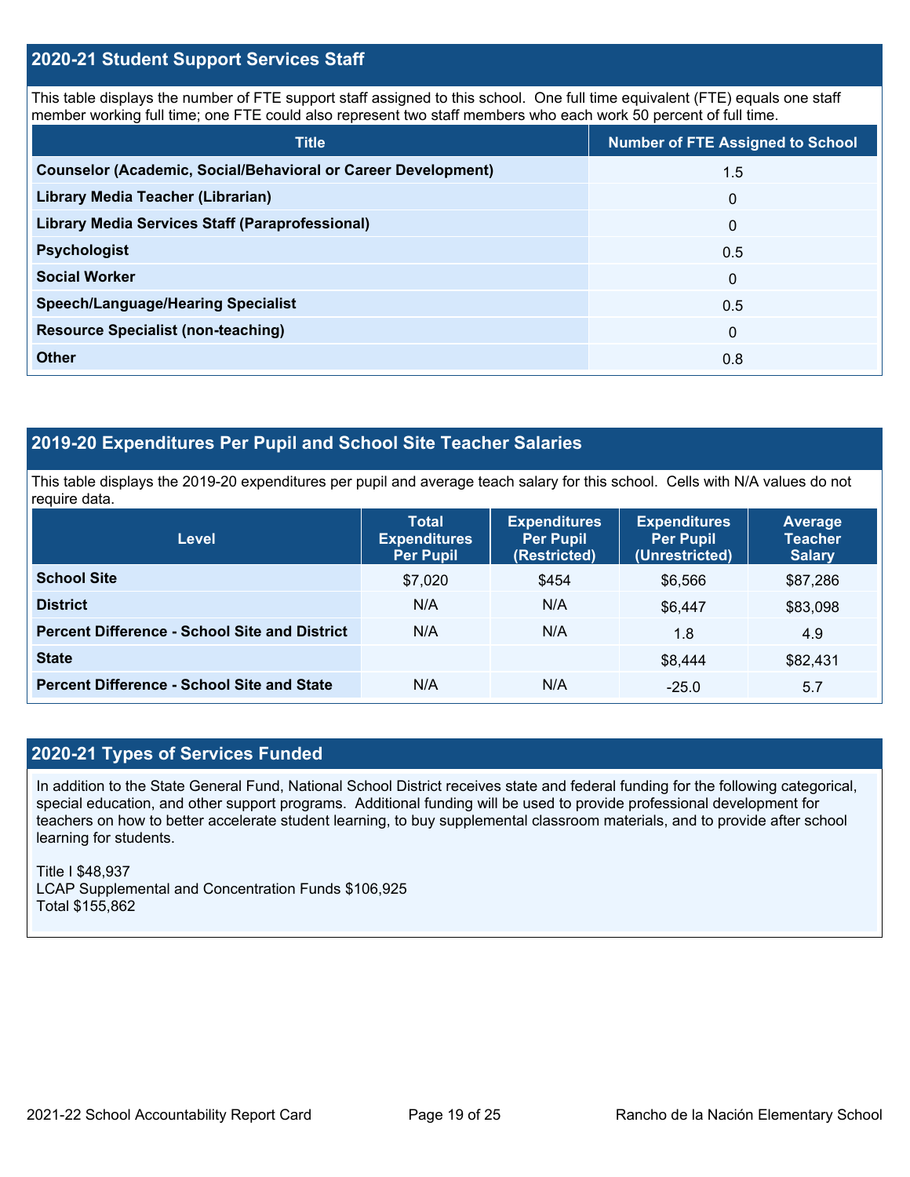## 2020-21 Student Support Services Staff

This table displays the number of FTE support staff assigned to this school. One full time equivalent (FTE) equals one staff member working full time; one FTE could also represent two staff members who each work 50 percent of full time.

| Title | Number of FTE Assigned to School |
|---|---|
| **Counselor (Academic, Social/Behavioral or Career Development)** | 1.5 |
| **Library Media Teacher (Librarian)** | 0 |
| **Library Media Services Staff (Paraprofessional)** | 0 |
| **Psychologist** | 0.5 |
| **Social Worker** | 0 |
| **Speech/Language/Hearing Specialist** | 0.5 |
| **Resource Specialist (non-teaching)** | 0 |
| **Other** | 0.8 |

## 2019-20 Expenditures Per Pupil and School Site Teacher Salaries

This table displays the 2019-20 expenditures per pupil and average teach salary for this school. Cells with N/A values do not require data.

| Level | Total Expenditures Per Pupil | Expenditures Per Pupil (Restricted) | Expenditures Per Pupil (Unrestricted) | Average Teacher Salary |
|---|---|---|---|---|
| **School Site** | $7,020 | $454 | $6,566 | $87,286 |
| **District** | N/A | N/A | $6,447 | $83,098 |
| **Percent Difference - School Site and District** | N/A | N/A | 1.8 | 4.9 |
| **State** | | | $8,444 | $82,431 |
| **Percent Difference - School Site and State** | N/A | N/A | -25.0 | 5.7 |

## 2020-21 Types of Services Funded

In addition to the State General Fund, National School District receives state and federal funding for the following categorical, special education, and other support programs. Additional funding will be used to provide professional development for teachers on how to better accelerate student learning, to buy supplemental classroom materials, and to provide after school learning for students.

Title I $48,937
LCAP Supplemental and Concentration Funds $106,925
Total $155,862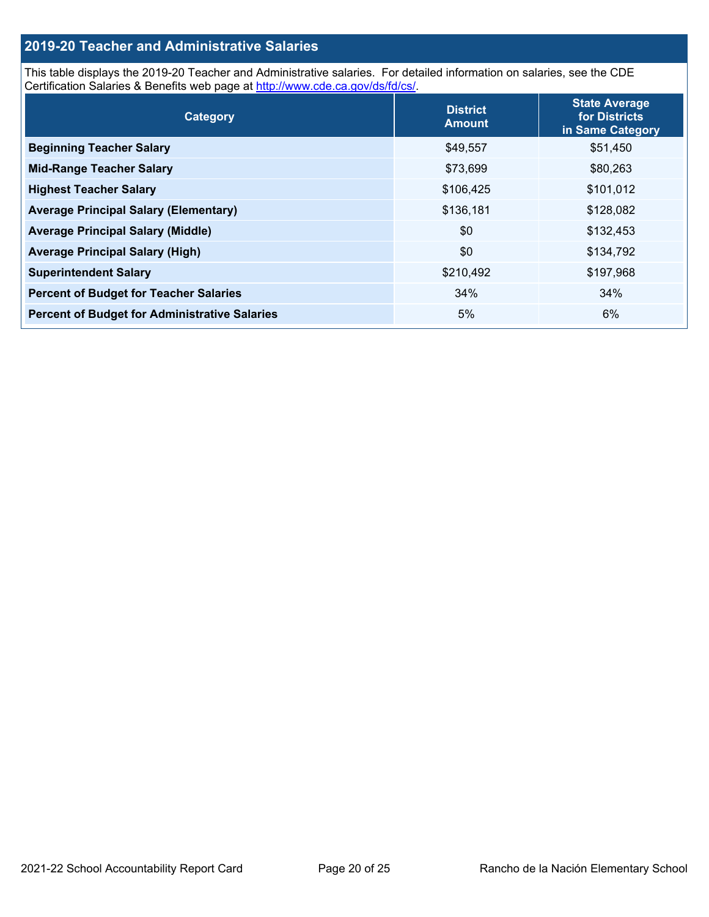## 2019-20 Teacher and Administrative Salaries

This table displays the 2019-20 Teacher and Administrative salaries. For detailed information on salaries, see the CDE Certification Salaries & Benefits web page at http://www.cde.ca.gov/ds/fd/cs/.

| Category | District Amount | State Average for Districts in Same Category |
|---|---|---|
| **Beginning Teacher Salary** | $49,557 | $51,450 |
| **Mid-Range Teacher Salary** | $73,699 | $80,263 |
| **Highest Teacher Salary** | $106,425 | $101,012 |
| **Average Principal Salary (Elementary)** | $136,181 | $128,082 |
| **Average Principal Salary (Middle)** | $0 | $132,453 |
| **Average Principal Salary (High)** | $0 | $134,792 |
| **Superintendent Salary** | $210,492 | $197,968 |
| **Percent of Budget for Teacher Salaries** | 34% | 34% |
| **Percent of Budget for Administrative Salaries** | 5% | 6% |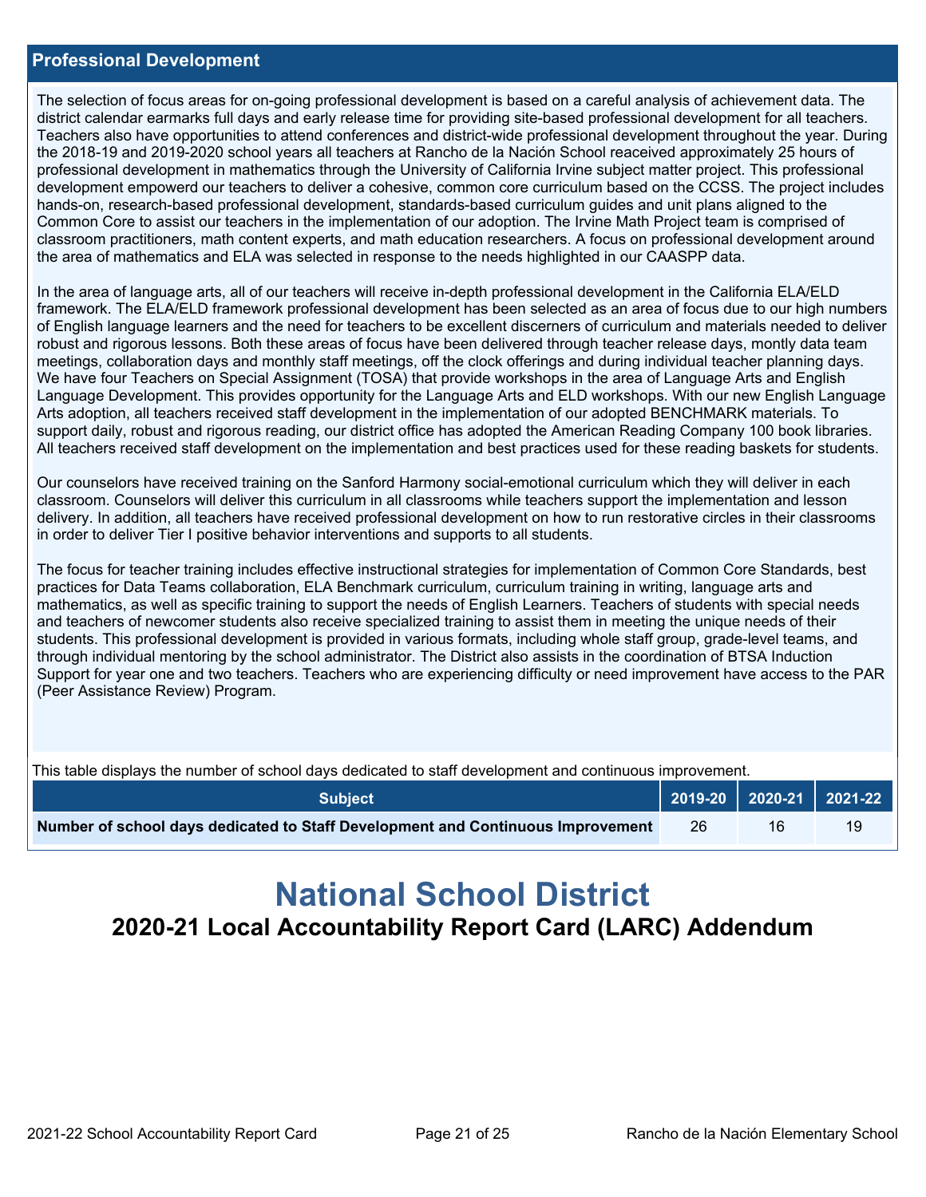## Professional Development

The selection of focus areas for on-going professional development is based on a careful analysis of achievement data. The district calendar earmarks full days and early release time for providing site-based professional development for all teachers. Teachers also have opportunities to attend conferences and district-wide professional development throughout the year. During the 2018-19 and 2019-2020 school years all teachers at Rancho de la Nación School reaceived approximately 25 hours of professional development in mathematics through the University of California Irvine subject matter project. This professional development empowerd our teachers to deliver a cohesive, common core curriculum based on the CCSS. The project includes hands-on, research-based professional development, standards-based curriculum guides and unit plans aligned to the Common Core to assist our teachers in the implementation of our adoption. The Irvine Math Project team is comprised of classroom practitioners, math content experts, and math education researchers. A focus on professional development around the area of mathematics and ELA was selected in response to the needs highlighted in our CAASPP data.

In the area of language arts, all of our teachers will receive in-depth professional development in the California ELA/ELD framework. The ELA/ELD framework professional development has been selected as an area of focus due to our high numbers of English language learners and the need for teachers to be excellent discerners of curriculum and materials needed to deliver robust and rigorous lessons. Both these areas of focus have been delivered through teacher release days, montly data team meetings, collaboration days and monthly staff meetings, off the clock offerings and during individual teacher planning days. We have four Teachers on Special Assignment (TOSA) that provide workshops in the area of Language Arts and English Language Development. This provides opportunity for the Language Arts and ELD workshops. With our new English Language Arts adoption, all teachers received staff development in the implementation of our adopted BENCHMARK materials. To support daily, robust and rigorous reading, our district office has adopted the American Reading Company 100 book libraries. All teachers received staff development on the implementation and best practices used for these reading baskets for students.

Our counselors have received training on the Sanford Harmony social-emotional curriculum which they will deliver in each classroom. Counselors will deliver this curriculum in all classrooms while teachers support the implementation and lesson delivery. In addition, all teachers have received professional development on how to run restorative circles in their classrooms in order to deliver Tier I positive behavior interventions and supports to all students.

The focus for teacher training includes effective instructional strategies for implementation of Common Core Standards, best practices for Data Teams collaboration, ELA Benchmark curriculum, curriculum training in writing, language arts and mathematics, as well as specific training to support the needs of English Learners. Teachers of students with special needs and teachers of newcomer students also receive specialized training to assist them in meeting the unique needs of their students. This professional development is provided in various formats, including whole staff group, grade-level teams, and through individual mentoring by the school administrator. The District also assists in the coordination of BTSA Induction Support for year one and two teachers. Teachers who are experiencing difficulty or need improvement have access to the PAR (Peer Assistance Review) Program.

This table displays the number of school days dedicated to staff development and continuous improvement.

| Subject | 2019-20 | 2020-21 | 2021-22 |
|---|---|---|---|
| **Number of school days dedicated to Staff Development and Continuous Improvement** | 26 | 16 | 19 |

# National School District

## 2020-21 Local Accountability Report Card (LARC) Addendum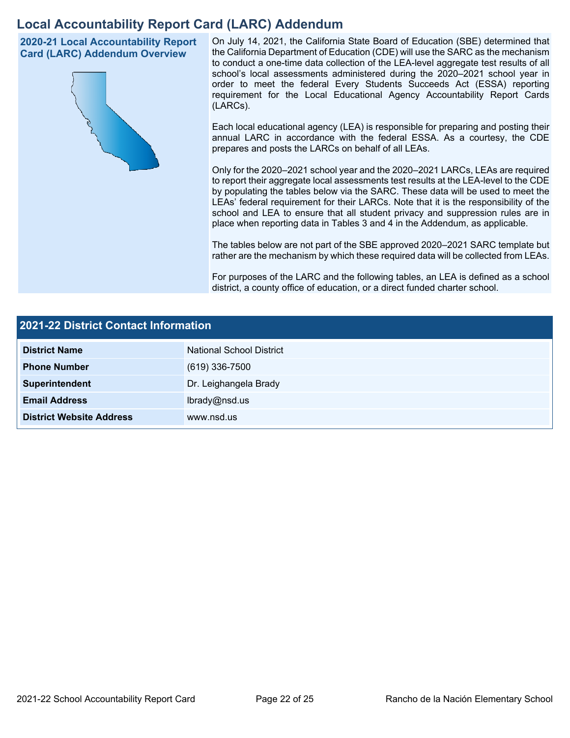# Local Accountability Report Card (LARC) Addendum

## 2020-21 Local Accountability Report Card (LARC) Addendum Overview

On July 14, 2021, the California State Board of Education (SBE) determined that the California Department of Education (CDE) will use the SARC as the mechanism to conduct a one-time data collection of the LEA-level aggregate test results of all school's local assessments administered during the 2020–2021 school year in order to meet the federal Every Students Succeeds Act (ESSA) reporting requirement for the Local Educational Agency Accountability Report Cards (LARCs).

Each local educational agency (LEA) is responsible for preparing and posting their annual LARC in accordance with the federal ESSA. As a courtesy, the CDE prepares and posts the LARCs on behalf of all LEAs.

Only for the 2020–2021 school year and the 2020–2021 LARCs, LEAs are required to report their aggregate local assessments test results at the LEA-level to the CDE by populating the tables below via the SARC. These data will be used to meet the LEAs' federal requirement for their LARCs. Note that it is the responsibility of the school and LEA to ensure that all student privacy and suppression rules are in place when reporting data in Tables 3 and 4 in the Addendum, as applicable.

The tables below are not part of the SBE approved 2020–2021 SARC template but rather are the mechanism by which these required data will be collected from LEAs.

For purposes of the LARC and the following tables, an LEA is defined as a school district, a county office of education, or a direct funded charter school.

## 2021-22 District Contact Information

| 2021-22 District Contact Information | |
| --- | --- |
| **District Name** | National School District |
| **Phone Number** | (619) 336-7500 |
| **Superintendent** | Dr. Leighangela Brady |
| **Email Address** | lbrady@nsd.us |
| **District Website Address** | www.nsd.us |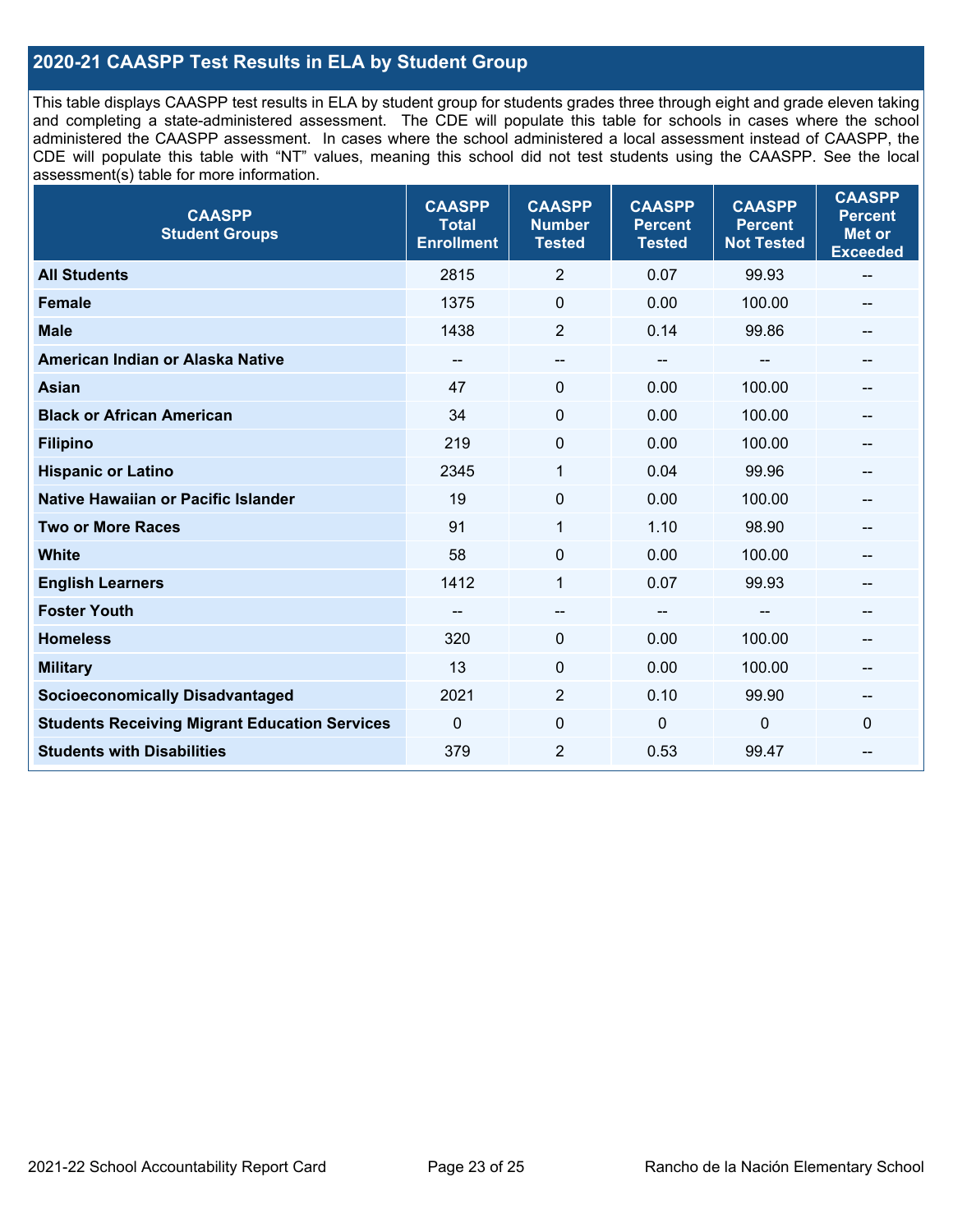## 2020-21 CAASPP Test Results in ELA by Student Group

This table displays CAASPP test results in ELA by student group for students grades three through eight and grade eleven taking and completing a state-administered assessment. The CDE will populate this table for schools in cases where the school administered the CAASPP assessment. In cases where the school administered a local assessment instead of CAASPP, the CDE will populate this table with "NT" values, meaning this school did not test students using the CAASPP. See the local assessment(s) table for more information.

| CAASPP Student Groups | CAASPP Total Enrollment | CAASPP Number Tested | CAASPP Percent Tested | CAASPP Percent Not Tested | CAASPP Percent Met or Exceeded |
|---|---|---|---|---|---|
| **All Students** | 2815 | 2 | 0.07 | 99.93 | -- |
| **Female** | 1375 | 0 | 0.00 | 100.00 | -- |
| **Male** | 1438 | 2 | 0.14 | 99.86 | -- |
| **American Indian or Alaska Native** | -- | -- | -- | -- | -- |
| **Asian** | 47 | 0 | 0.00 | 100.00 | -- |
| **Black or African American** | 34 | 0 | 0.00 | 100.00 | -- |
| **Filipino** | 219 | 0 | 0.00 | 100.00 | -- |
| **Hispanic or Latino** | 2345 | 1 | 0.04 | 99.96 | -- |
| **Native Hawaiian or Pacific Islander** | 19 | 0 | 0.00 | 100.00 | -- |
| **Two or More Races** | 91 | 1 | 1.10 | 98.90 | -- |
| **White** | 58 | 0 | 0.00 | 100.00 | -- |
| **English Learners** | 1412 | 1 | 0.07 | 99.93 | -- |
| **Foster Youth** | -- | -- | -- | -- | -- |
| **Homeless** | 320 | 0 | 0.00 | 100.00 | -- |
| **Military** | 13 | 0 | 0.00 | 100.00 | -- |
| **Socioeconomically Disadvantaged** | 2021 | 2 | 0.10 | 99.90 | -- |
| **Students Receiving Migrant Education Services** | 0 | 0 | 0 | 0 | 0 |
| **Students with Disabilities** | 379 | 2 | 0.53 | 99.47 | -- |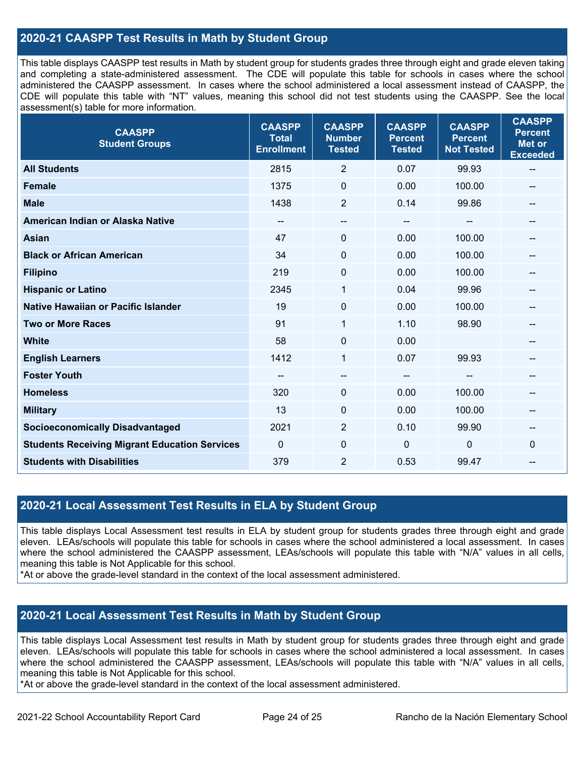## 2020-21 CAASPP Test Results in Math by Student Group

This table displays CAASPP test results in Math by student group for students grades three through eight and grade eleven taking and completing a state-administered assessment. The CDE will populate this table for schools in cases where the school administered the CAASPP assessment. In cases where the school administered a local assessment instead of CAASPP, the CDE will populate this table with "NT" values, meaning this school did not test students using the CAASPP. See the local assessment(s) table for more information.

| CAASPP Student Groups | CAASPP Total Enrollment | CAASPP Number Tested | CAASPP Percent Tested | CAASPP Percent Not Tested | CAASPP Percent Met or Exceeded |
|---|---|---|---|---|---|
| **All Students** | 2815 | 2 | 0.07 | 99.93 | -- |
| **Female** | 1375 | 0 | 0.00 | 100.00 | -- |
| **Male** | 1438 | 2 | 0.14 | 99.86 | -- |
| **American Indian or Alaska Native** | -- | -- | -- | -- | -- |
| **Asian** | 47 | 0 | 0.00 | 100.00 | -- |
| **Black or African American** | 34 | 0 | 0.00 | 100.00 | -- |
| **Filipino** | 219 | 0 | 0.00 | 100.00 | -- |
| **Hispanic or Latino** | 2345 | 1 | 0.04 | 99.96 | -- |
| **Native Hawaiian or Pacific Islander** | 19 | 0 | 0.00 | 100.00 | -- |
| **Two or More Races** | 91 | 1 | 1.10 | 98.90 | -- |
| **White** | 58 | 0 | 0.00 | | -- |
| **English Learners** | 1412 | 1 | 0.07 | 99.93 | -- |
| **Foster Youth** | -- | -- | -- | -- | -- |
| **Homeless** | 320 | 0 | 0.00 | 100.00 | -- |
| **Military** | 13 | 0 | 0.00 | 100.00 | -- |
| **Socioeconomically Disadvantaged** | 2021 | 2 | 0.10 | 99.90 | -- |
| **Students Receiving Migrant Education Services** | 0 | 0 | 0 | 0 | 0 |
| **Students with Disabilities** | 379 | 2 | 0.53 | 99.47 | -- |

## 2020-21 Local Assessment Test Results in ELA by Student Group

This table displays Local Assessment test results in ELA by student group for students grades three through eight and grade eleven. LEAs/schools will populate this table for schools in cases where the school administered a local assessment. In cases where the school administered the CAASPP assessment, LEAs/schools will populate this table with "N/A" values in all cells, meaning this table is Not Applicable for this school.

*At or above the grade-level standard in the context of the local assessment administered.

## 2020-21 Local Assessment Test Results in Math by Student Group

This table displays Local Assessment test results in Math by student group for students grades three through eight and grade eleven. LEAs/schools will populate this table for schools in cases where the school administered a local assessment. In cases where the school administered the CAASPP assessment, LEAs/schools will populate this table with "N/A" values in all cells, meaning this table is Not Applicable for this school.

*At or above the grade-level standard in the context of the local assessment administered.